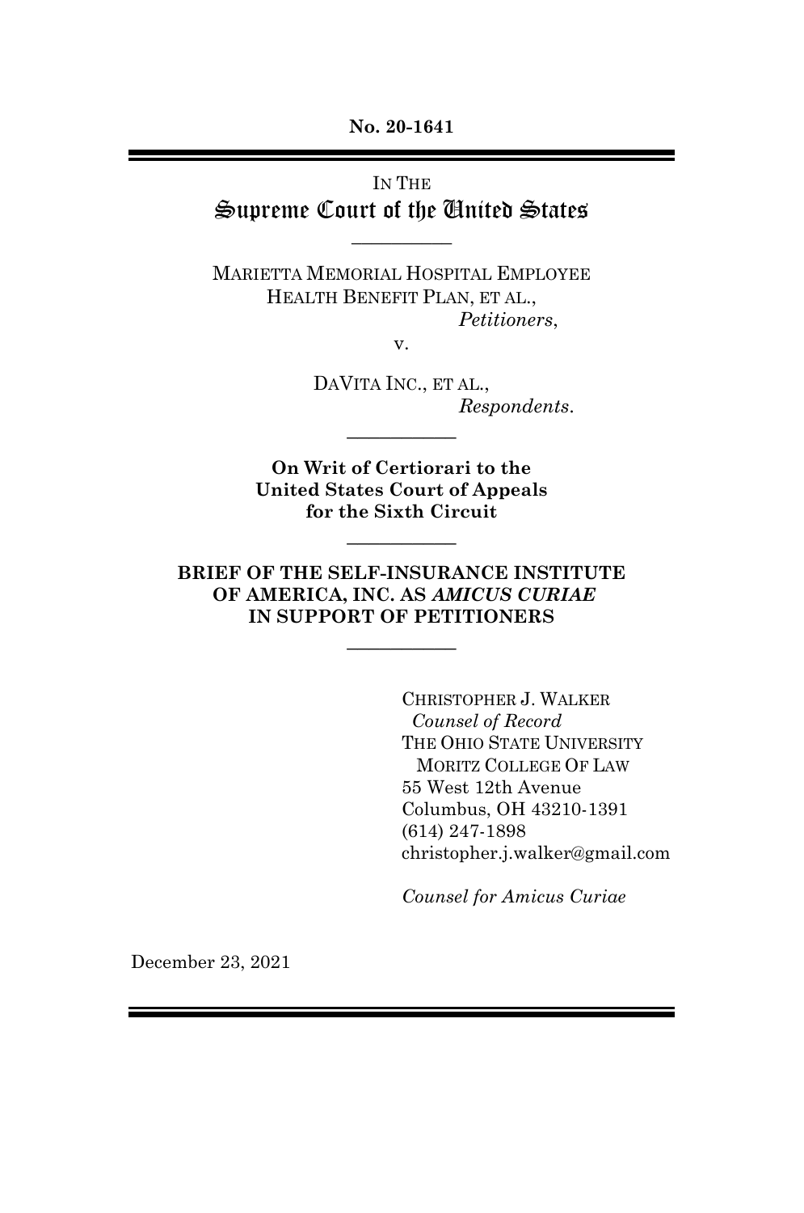**No. 20-1641**

---

IN THE

# Supreme Court of the United States

---

MARIETTA MEMORIAL HOSPITAL EMPLOYEE HEALTH BENEFIT PLAN, ET AL.,
*Petitioners*,

v.

DAVITA INC., ET AL.,
*Respondents*.

---

**On Writ of Certiorari to the United States Court of Appeals for the Sixth Circuit**

---

**BRIEF OF THE SELF-INSURANCE INSTITUTE OF AMERICA, INC. AS *AMICUS CURIAE* IN SUPPORT OF PETITIONERS**

---

CHRISTOPHER J. WALKER
*Counsel of Record*
THE OHIO STATE UNIVERSITY
MORITZ COLLEGE OF LAW
55 West 12th Avenue
Columbus, OH 43210-1391
(614) 247-1898
christopher.j.walker@gmail.com

*Counsel for Amicus Curiae*

December 23, 2021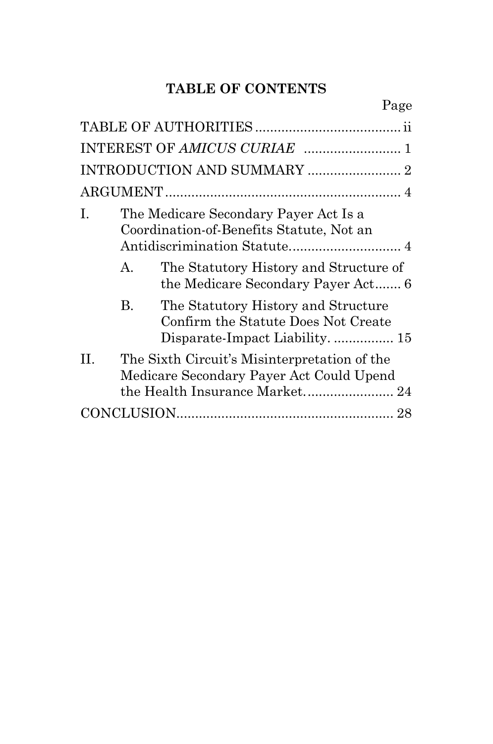## TABLE OF CONTENTS

| | | Page |
|---|---|---|
| TABLE OF AUTHORITIES | | ii |
| INTEREST OF *AMICUS CURIAE* | | 1 |
| INTRODUCTION AND SUMMARY | | 2 |
| ARGUMENT | | 4 |
| I. | The Medicare Secondary Payer Act Is a Coordination-of-Benefits Statute, Not an Antidiscrimination Statute | 4 |
| | A. The Statutory History and Structure of the Medicare Secondary Payer Act | 6 |
| | B. The Statutory History and Structure Confirm the Statute Does Not Create Disparate-Impact Liability. | 15 |
| II. | The Sixth Circuit's Misinterpretation of the Medicare Secondary Payer Act Could Upend the Health Insurance Market. | 24 |
| CONCLUSION | | 28 |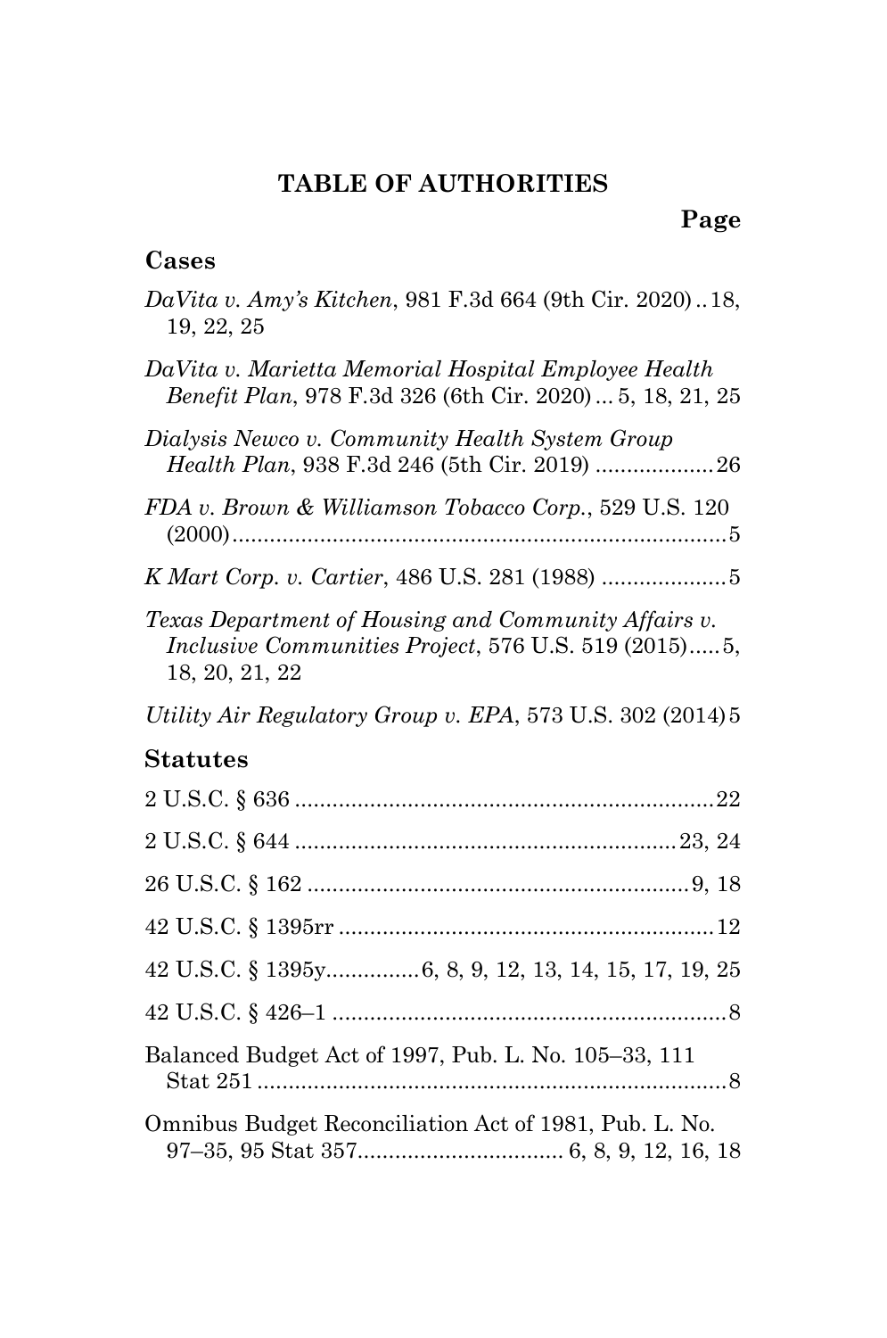## TABLE OF AUTHORITIES

**Page**

### Cases

*DaVita v. Amy's Kitchen*, 981 F.3d 664 (9th Cir. 2020) .. 18, 19, 22, 25

*DaVita v. Marietta Memorial Hospital Employee Health Benefit Plan*, 978 F.3d 326 (6th Cir. 2020) ... 5, 18, 21, 25

*Dialysis Newco v. Community Health System Group Health Plan*, 938 F.3d 246 (5th Cir. 2019) ................... 26

*FDA v. Brown & Williamson Tobacco Corp.*, 529 U.S. 120 (2000) ................................................................ 5

*K Mart Corp. v. Cartier*, 486 U.S. 281 (1988) .................... 5

*Texas Department of Housing and Community Affairs v. Inclusive Communities Project*, 576 U.S. 519 (2015) ..... 5, 18, 20, 21, 22

*Utility Air Regulatory Group v. EPA*, 573 U.S. 302 (2014) 5

### Statutes

2 U.S.C. § 636 .................................................................. 22

2 U.S.C. § 644 ............................................................ 23, 24

26 U.S.C. § 162 ............................................................ 9, 18

42 U.S.C. § 1395rr ............................................................ 12

42 U.S.C. § 1395y .............. 6, 8, 9, 12, 13, 14, 15, 17, 19, 25

42 U.S.C. § 426–1 ............................................................... 8

Balanced Budget Act of 1997, Pub. L. No. 105–33, 111 Stat 251 ............................................................................ 8

Omnibus Budget Reconciliation Act of 1981, Pub. L. No. 97–35, 95 Stat 357 ................................ 6, 8, 9, 12, 16, 18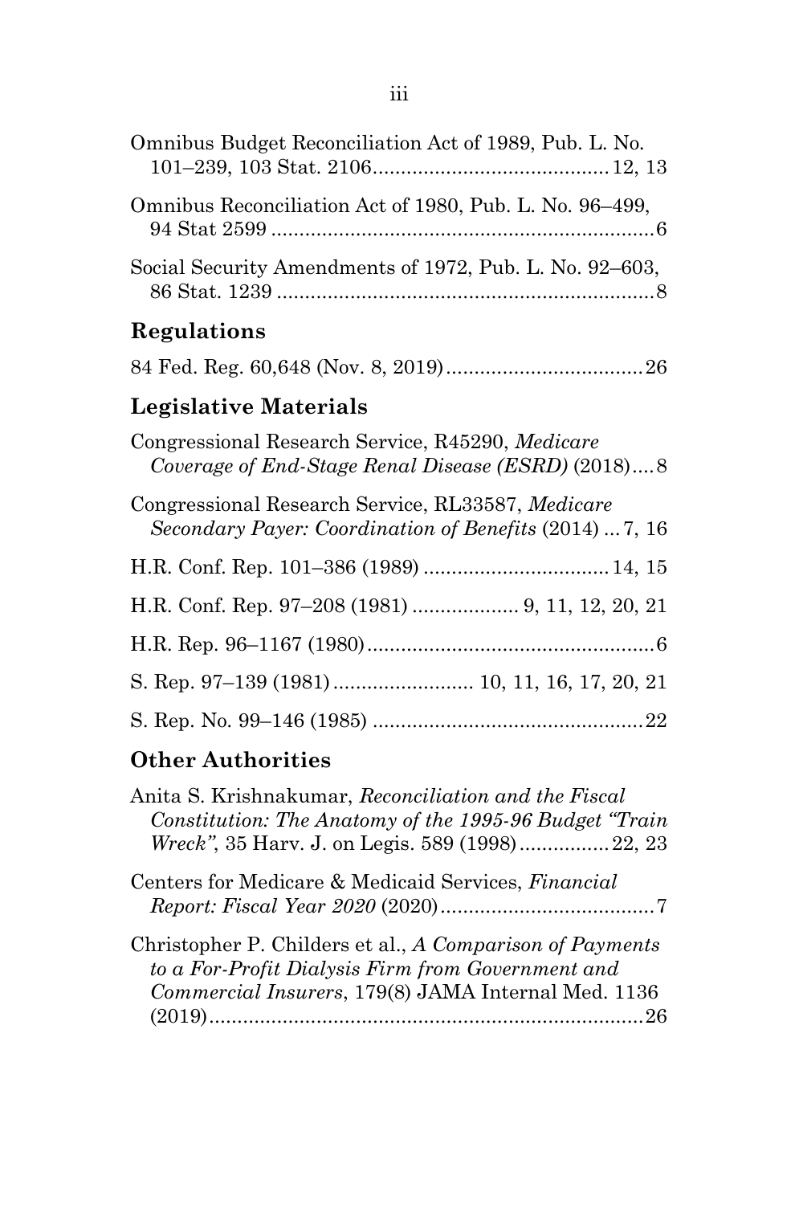Omnibus Budget Reconciliation Act of 1989, Pub. L. No. 101–239, 103 Stat. 2106 .......................................... 12, 13

Omnibus Reconciliation Act of 1980, Pub. L. No. 96–499, 94 Stat 2599 ..................................................................... 6

Social Security Amendments of 1972, Pub. L. No. 92–603, 86 Stat. 1239 .................................................................... 8

## Regulations

84 Fed. Reg. 60,648 (Nov. 8, 2019) .................................. 26

## Legislative Materials

Congressional Research Service, R45290, *Medicare Coverage of End-Stage Renal Disease (ESRD)* (2018) .... 8

Congressional Research Service, RL33587, *Medicare Secondary Payer: Coordination of Benefits* (2014) ... 7, 16

H.R. Conf. Rep. 101–386 (1989) ................................ 14, 15

H.R. Conf. Rep. 97–208 (1981) .................. 9, 11, 12, 20, 21

H.R. Rep. 96–1167 (1980) .................................................. 6

S. Rep. 97–139 (1981) ......................... 10, 11, 16, 17, 20, 21

S. Rep. No. 99–146 (1985) ............................................... 22

## Other Authorities

Anita S. Krishnakumar, *Reconciliation and the Fiscal Constitution: The Anatomy of the 1995-96 Budget "Train Wreck"*, 35 Harv. J. on Legis. 589 (1998) ................ 22, 23

Centers for Medicare & Medicaid Services, *Financial Report: Fiscal Year 2020* (2020) ....................................... 7

Christopher P. Childers et al., *A Comparison of Payments to a For-Profit Dialysis Firm from Government and Commercial Insurers*, 179(8) JAMA Internal Med. 1136 (2019) ............................................................................. 26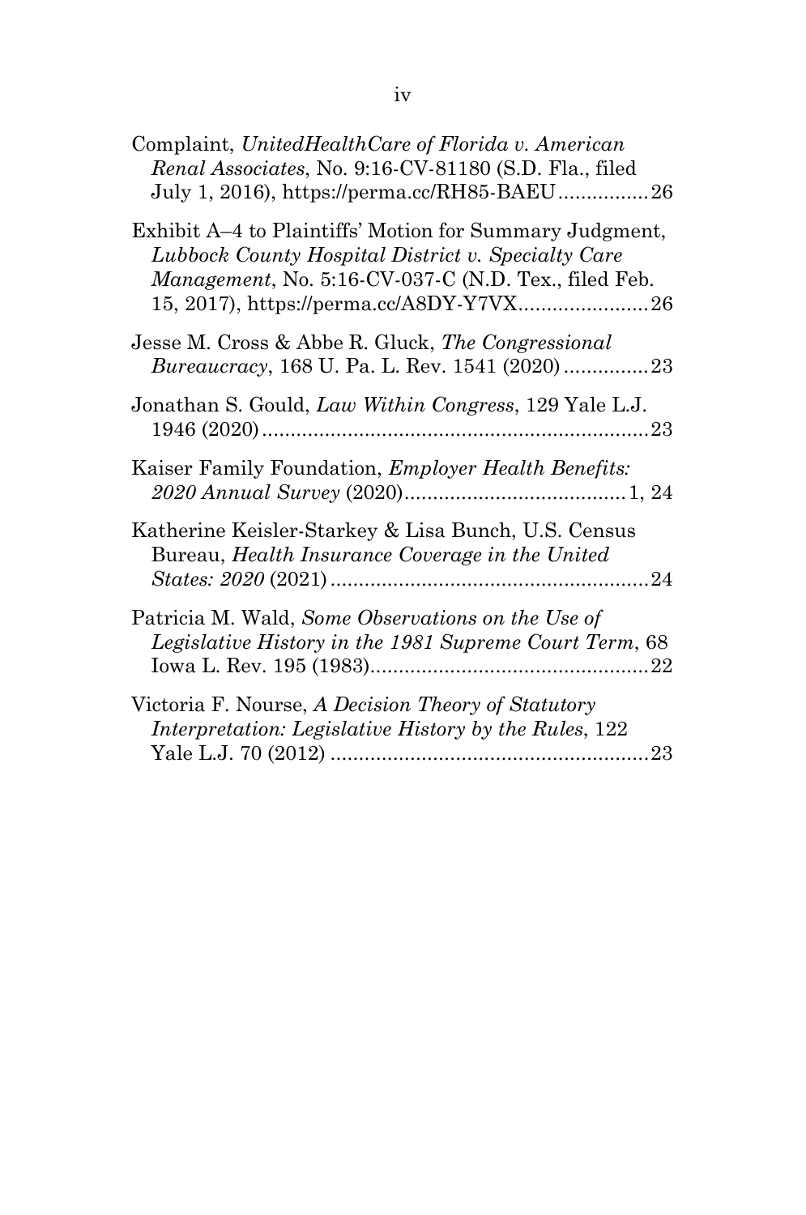Complaint, *UnitedHealthCare of Florida v. American Renal Associates*, No. 9:16-CV-81180 (S.D. Fla., filed July 1, 2016), https://perma.cc/RH85-BAEU................26

Exhibit A–4 to Plaintiffs' Motion for Summary Judgment, *Lubbock County Hospital District v. Specialty Care Management*, No. 5:16-CV-037-C (N.D. Tex., filed Feb. 15, 2017), https://perma.cc/A8DY-Y7VX.......................26

Jesse M. Cross & Abbe R. Gluck, *The Congressional Bureaucracy*, 168 U. Pa. L. Rev. 1541 (2020)...............23

Jonathan S. Gould, *Law Within Congress*, 129 Yale L.J. 1946 (2020)....................................................................23

Kaiser Family Foundation, *Employer Health Benefits: 2020 Annual Survey* (2020).......................................1, 24

Katherine Keisler-Starkey & Lisa Bunch, U.S. Census Bureau, *Health Insurance Coverage in the United States: 2020* (2021)........................................................24

Patricia M. Wald, *Some Observations on the Use of Legislative History in the 1981 Supreme Court Term*, 68 Iowa L. Rev. 195 (1983).................................................22

Victoria F. Nourse, *A Decision Theory of Statutory Interpretation: Legislative History by the Rules*, 122 Yale L.J. 70 (2012) ........................................................23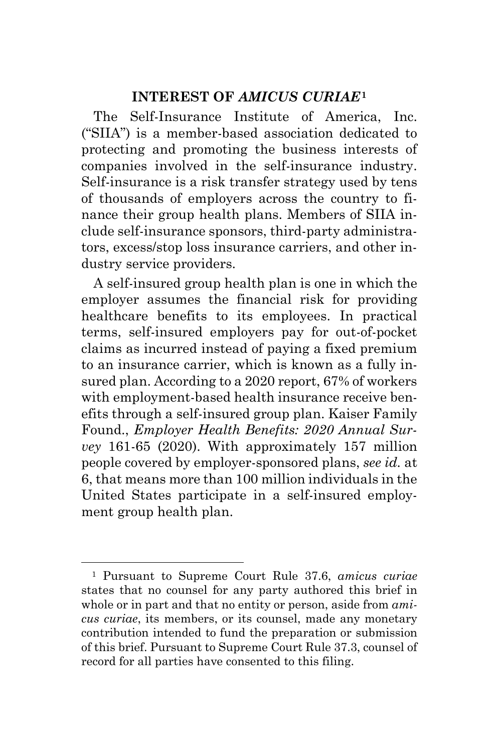## INTEREST OF *AMICUS CURIAE*[1]

The Self-Insurance Institute of America, Inc. ("SIIA") is a member-based association dedicated to protecting and promoting the business interests of companies involved in the self-insurance industry. Self-insurance is a risk transfer strategy used by tens of thousands of employers across the country to finance their group health plans. Members of SIIA include self-insurance sponsors, third-party administrators, excess/stop loss insurance carriers, and other industry service providers.

A self-insured group health plan is one in which the employer assumes the financial risk for providing healthcare benefits to its employees. In practical terms, self-insured employers pay for out-of-pocket claims as incurred instead of paying a fixed premium to an insurance carrier, which is known as a fully insured plan. According to a 2020 report, 67% of workers with employment-based health insurance receive benefits through a self-insured group plan. Kaiser Family Found., *Employer Health Benefits: 2020 Annual Survey* 161-65 (2020). With approximately 157 million people covered by employer-sponsored plans, *see id.* at 6, that means more than 100 million individuals in the United States participate in a self-insured employment group health plan.

---

[1] Pursuant to Supreme Court Rule 37.6, *amicus curiae* states that no counsel for any party authored this brief in whole or in part and that no entity or person, aside from *amicus curiae*, its members, or its counsel, made any monetary contribution intended to fund the preparation or submission of this brief. Pursuant to Supreme Court Rule 37.3, counsel of record for all parties have consented to this filing.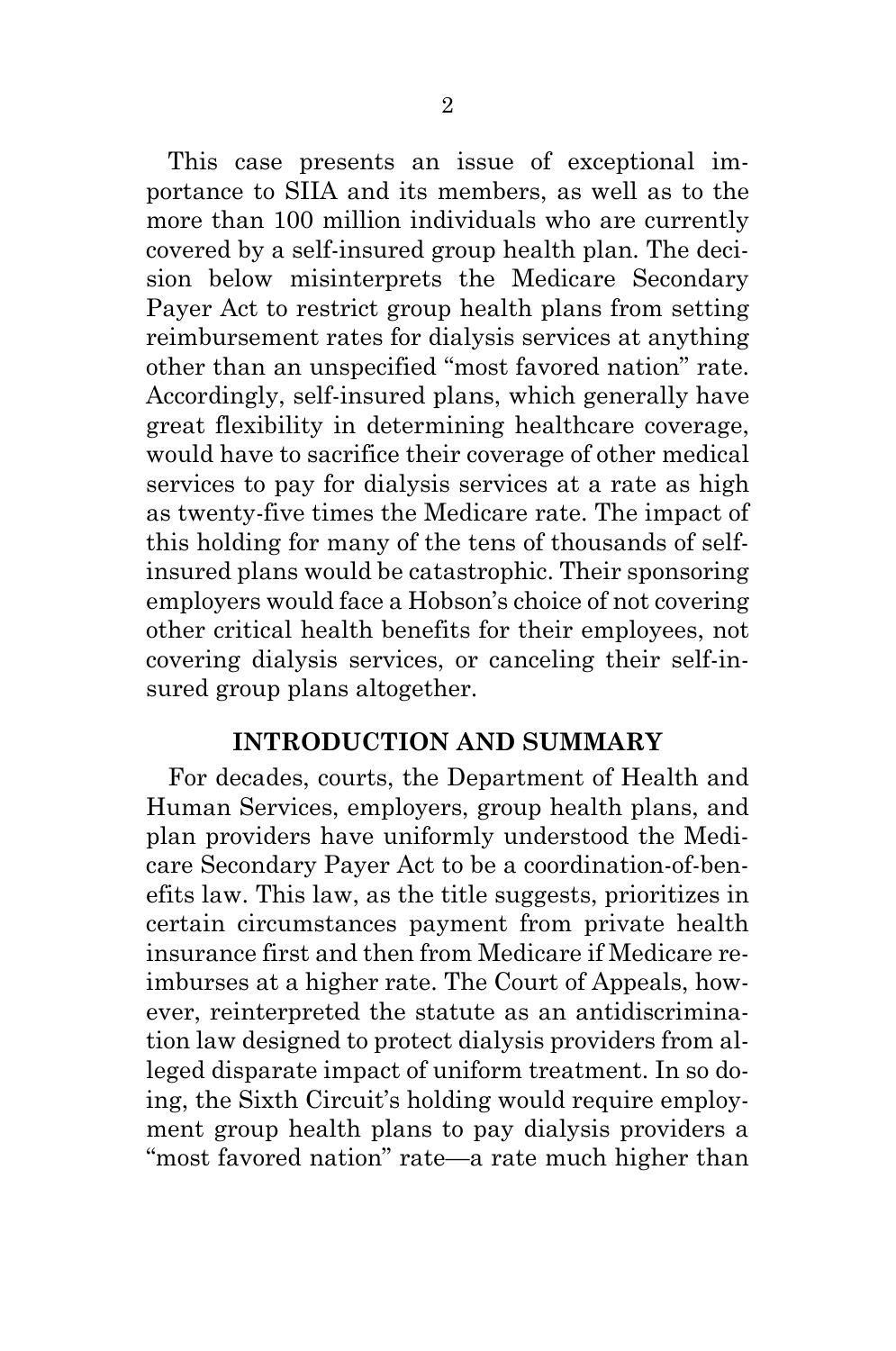This case presents an issue of exceptional importance to SIIA and its members, as well as to the more than 100 million individuals who are currently covered by a self-insured group health plan. The decision below misinterprets the Medicare Secondary Payer Act to restrict group health plans from setting reimbursement rates for dialysis services at anything other than an unspecified "most favored nation" rate. Accordingly, self-insured plans, which generally have great flexibility in determining healthcare coverage, would have to sacrifice their coverage of other medical services to pay for dialysis services at a rate as high as twenty-five times the Medicare rate. The impact of this holding for many of the tens of thousands of self-insured plans would be catastrophic. Their sponsoring employers would face a Hobson's choice of not covering other critical health benefits for their employees, not covering dialysis services, or canceling their self-insured group plans altogether.

## INTRODUCTION AND SUMMARY

For decades, courts, the Department of Health and Human Services, employers, group health plans, and plan providers have uniformly understood the Medicare Secondary Payer Act to be a coordination-of-benefits law. This law, as the title suggests, prioritizes in certain circumstances payment from private health insurance first and then from Medicare if Medicare reimburses at a higher rate. The Court of Appeals, however, reinterpreted the statute as an antidiscrimination law designed to protect dialysis providers from alleged disparate impact of uniform treatment. In so doing, the Sixth Circuit's holding would require employment group health plans to pay dialysis providers a "most favored nation" rate—a rate much higher than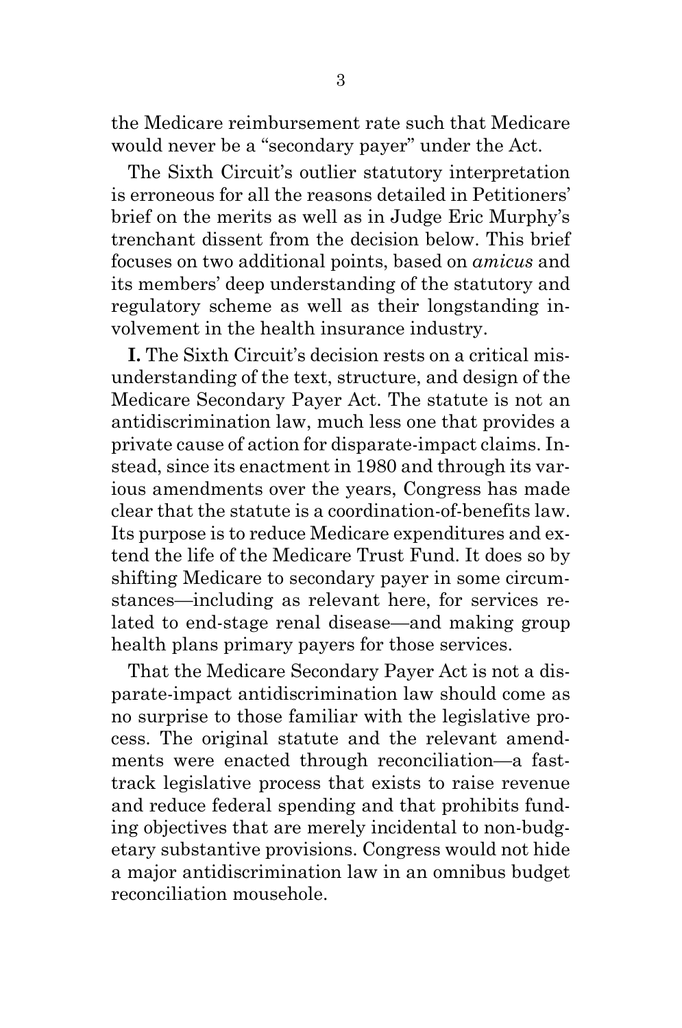the Medicare reimbursement rate such that Medicare would never be a "secondary payer" under the Act.

The Sixth Circuit's outlier statutory interpretation is erroneous for all the reasons detailed in Petitioners' brief on the merits as well as in Judge Eric Murphy's trenchant dissent from the decision below. This brief focuses on two additional points, based on *amicus* and its members' deep understanding of the statutory and regulatory scheme as well as their longstanding involvement in the health insurance industry.

**I.** The Sixth Circuit's decision rests on a critical misunderstanding of the text, structure, and design of the Medicare Secondary Payer Act. The statute is not an antidiscrimination law, much less one that provides a private cause of action for disparate-impact claims. Instead, since its enactment in 1980 and through its various amendments over the years, Congress has made clear that the statute is a coordination-of-benefits law. Its purpose is to reduce Medicare expenditures and extend the life of the Medicare Trust Fund. It does so by shifting Medicare to secondary payer in some circumstances—including as relevant here, for services related to end-stage renal disease—and making group health plans primary payers for those services.

That the Medicare Secondary Payer Act is not a disparate-impact antidiscrimination law should come as no surprise to those familiar with the legislative process. The original statute and the relevant amendments were enacted through reconciliation—a fast-track legislative process that exists to raise revenue and reduce federal spending and that prohibits funding objectives that are merely incidental to non-budgetary substantive provisions. Congress would not hide a major antidiscrimination law in an omnibus budget reconciliation mousehole.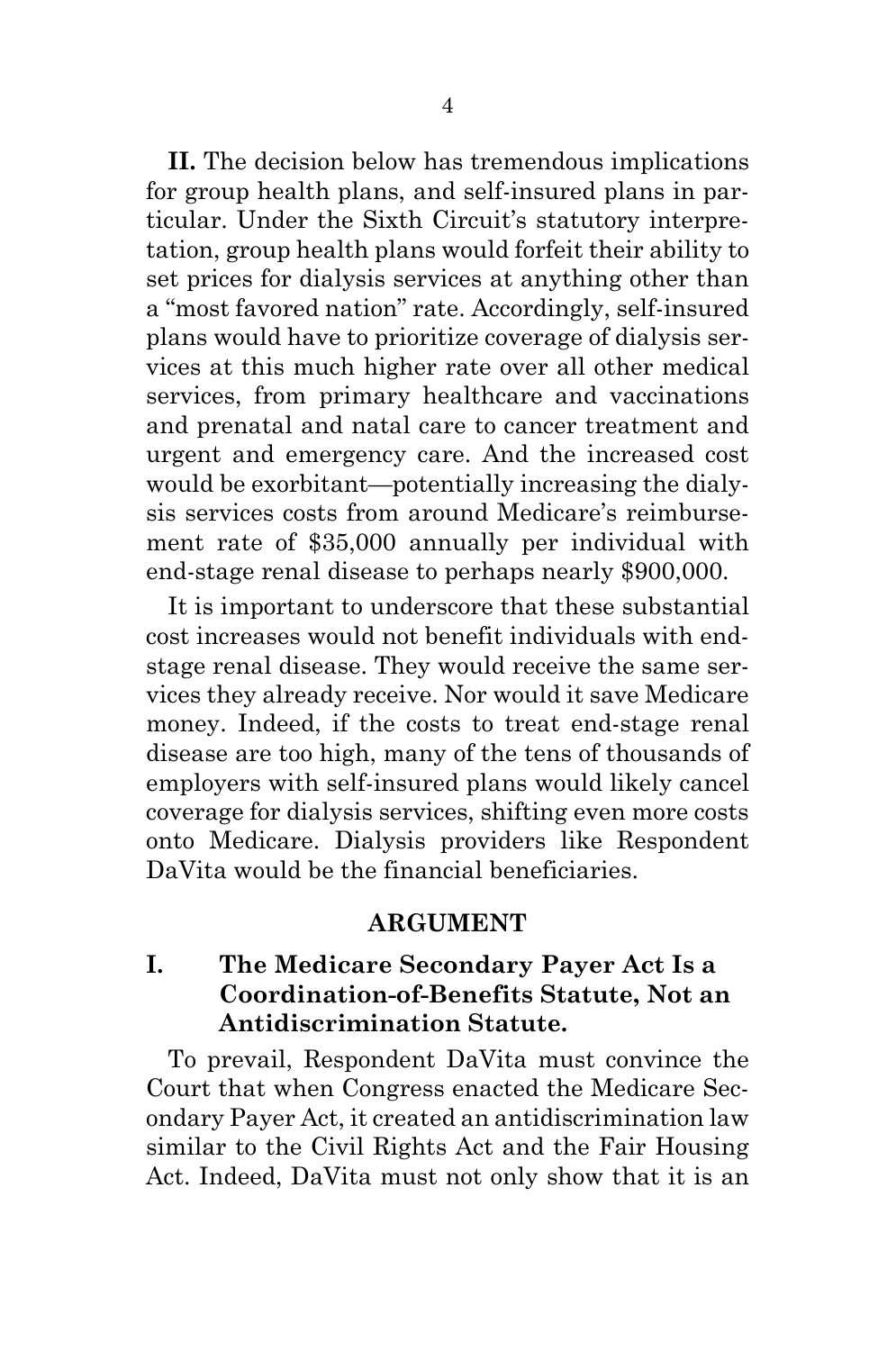**II.** The decision below has tremendous implications for group health plans, and self-insured plans in particular. Under the Sixth Circuit's statutory interpretation, group health plans would forfeit their ability to set prices for dialysis services at anything other than a "most favored nation" rate. Accordingly, self-insured plans would have to prioritize coverage of dialysis services at this much higher rate over all other medical services, from primary healthcare and vaccinations and prenatal and natal care to cancer treatment and urgent and emergency care. And the increased cost would be exorbitant—potentially increasing the dialysis services costs from around Medicare's reimbursement rate of $35,000 annually per individual with end-stage renal disease to perhaps nearly $900,000.

It is important to underscore that these substantial cost increases would not benefit individuals with end-stage renal disease. They would receive the same services they already receive. Nor would it save Medicare money. Indeed, if the costs to treat end-stage renal disease are too high, many of the tens of thousands of employers with self-insured plans would likely cancel coverage for dialysis services, shifting even more costs onto Medicare. Dialysis providers like Respondent DaVita would be the financial beneficiaries.

## ARGUMENT

### I. The Medicare Secondary Payer Act Is a Coordination-of-Benefits Statute, Not an Antidiscrimination Statute.

To prevail, Respondent DaVita must convince the Court that when Congress enacted the Medicare Secondary Payer Act, it created an antidiscrimination law similar to the Civil Rights Act and the Fair Housing Act. Indeed, DaVita must not only show that it is an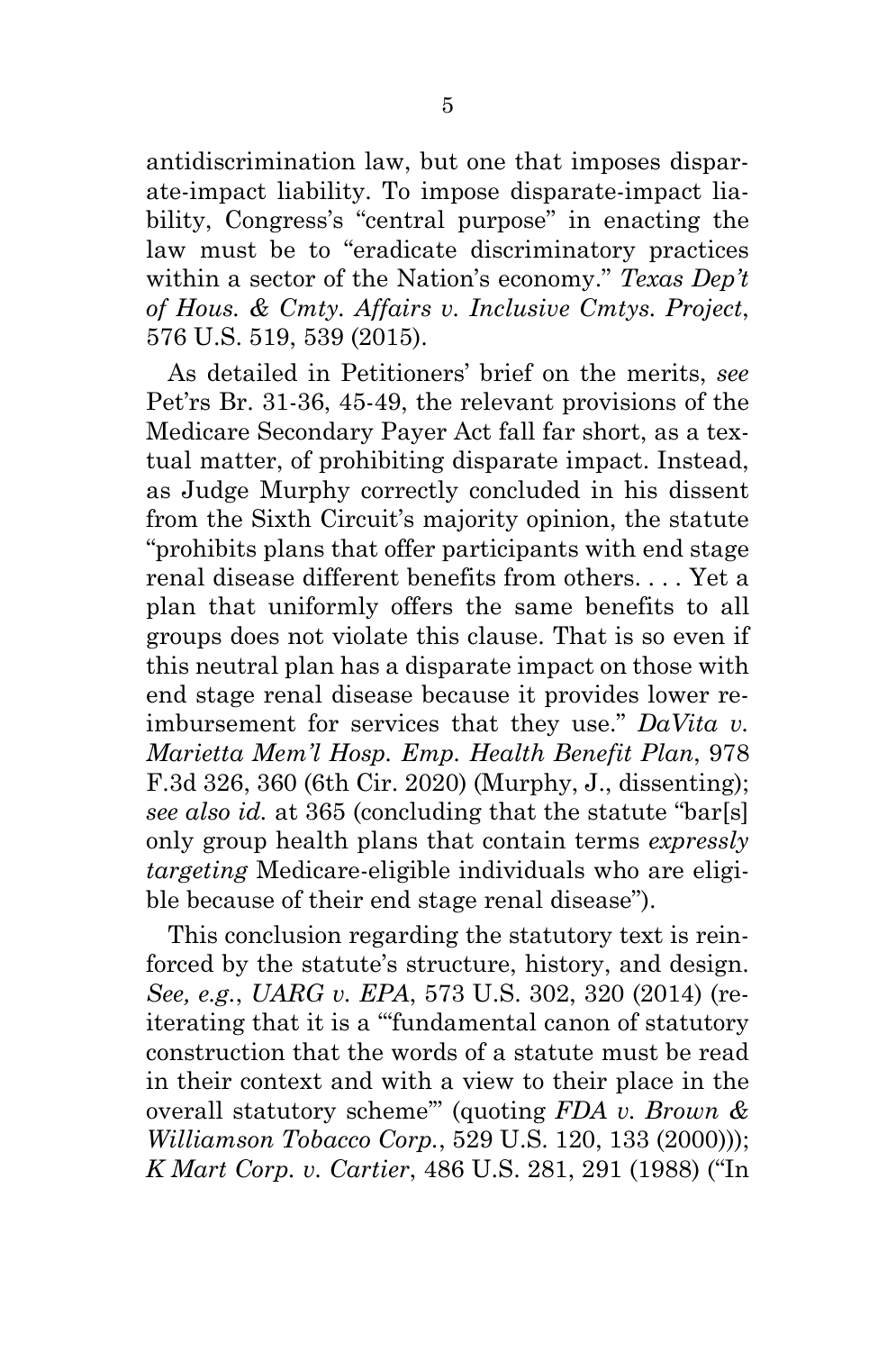antidiscrimination law, but one that imposes disparate-impact liability. To impose disparate-impact liability, Congress's "central purpose" in enacting the law must be to "eradicate discriminatory practices within a sector of the Nation's economy." *Texas Dep't of Hous. & Cmty. Affairs v. Inclusive Cmtys. Project*, 576 U.S. 519, 539 (2015).

As detailed in Petitioners' brief on the merits, *see* Pet'rs Br. 31-36, 45-49, the relevant provisions of the Medicare Secondary Payer Act fall far short, as a textual matter, of prohibiting disparate impact. Instead, as Judge Murphy correctly concluded in his dissent from the Sixth Circuit's majority opinion, the statute "prohibits plans that offer participants with end stage renal disease different benefits from others. . . . Yet a plan that uniformly offers the same benefits to all groups does not violate this clause. That is so even if this neutral plan has a disparate impact on those with end stage renal disease because it provides lower reimbursement for services that they use." *DaVita v. Marietta Mem'l Hosp. Emp. Health Benefit Plan*, 978 F.3d 326, 360 (6th Cir. 2020) (Murphy, J., dissenting); *see also id.* at 365 (concluding that the statute "bar[s] only group health plans that contain terms *expressly targeting* Medicare-eligible individuals who are eligible because of their end stage renal disease").

This conclusion regarding the statutory text is reinforced by the statute's structure, history, and design. *See, e.g.*, *UARG v. EPA*, 573 U.S. 302, 320 (2014) (reiterating that it is a "'fundamental canon of statutory construction that the words of a statute must be read in their context and with a view to their place in the overall statutory scheme'" (quoting *FDA v. Brown & Williamson Tobacco Corp.*, 529 U.S. 120, 133 (2000))); *K Mart Corp. v. Cartier*, 486 U.S. 281, 291 (1988) ("In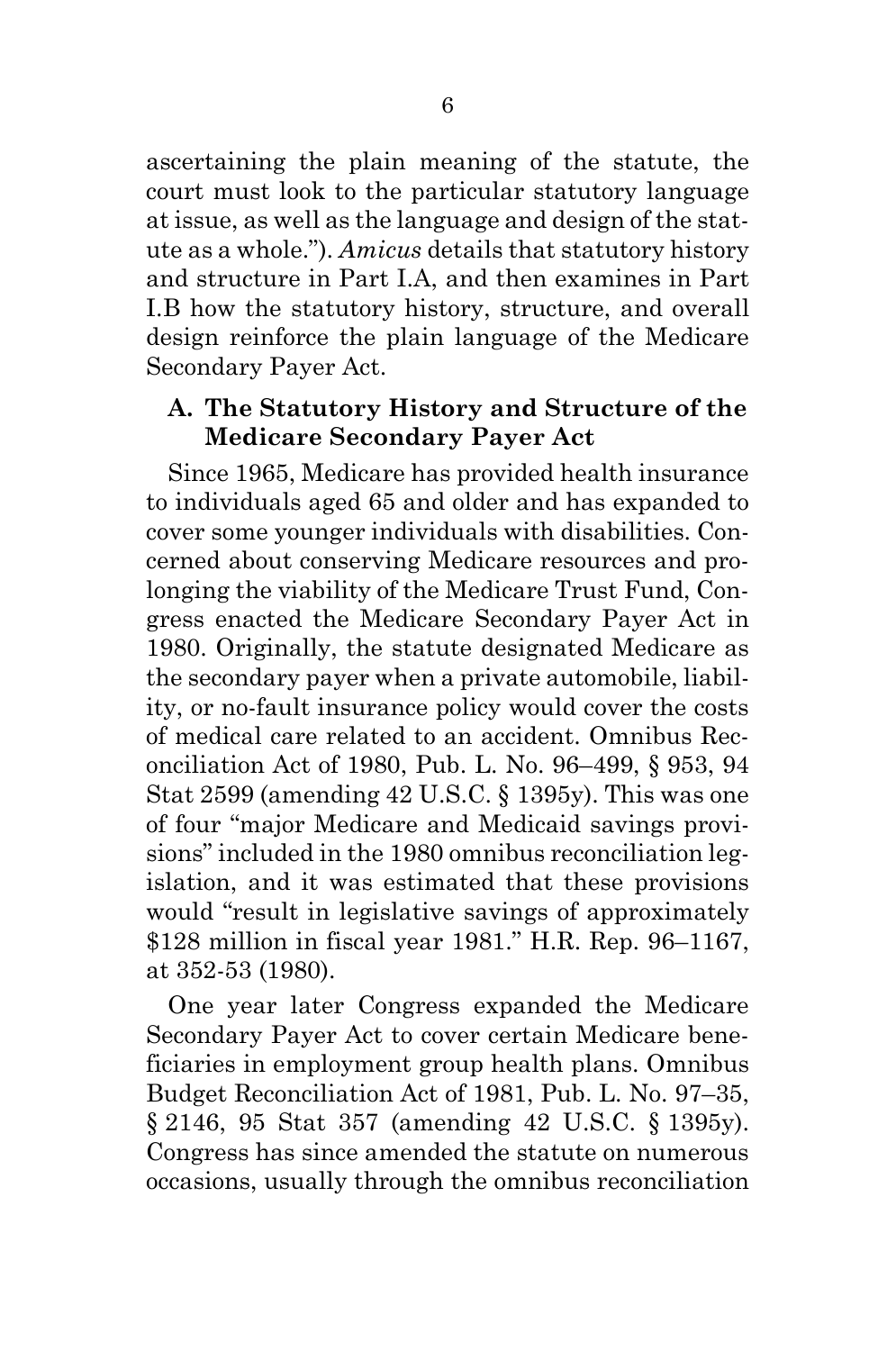ascertaining the plain meaning of the statute, the court must look to the particular statutory language at issue, as well as the language and design of the statute as a whole."). *Amicus* details that statutory history and structure in Part I.A, and then examines in Part I.B how the statutory history, structure, and overall design reinforce the plain language of the Medicare Secondary Payer Act.

### A. The Statutory History and Structure of the Medicare Secondary Payer Act

Since 1965, Medicare has provided health insurance to individuals aged 65 and older and has expanded to cover some younger individuals with disabilities. Concerned about conserving Medicare resources and prolonging the viability of the Medicare Trust Fund, Congress enacted the Medicare Secondary Payer Act in 1980. Originally, the statute designated Medicare as the secondary payer when a private automobile, liability, or no-fault insurance policy would cover the costs of medical care related to an accident. Omnibus Reconciliation Act of 1980, Pub. L. No. 96–499, § 953, 94 Stat 2599 (amending 42 U.S.C. § 1395y). This was one of four "major Medicare and Medicaid savings provisions" included in the 1980 omnibus reconciliation legislation, and it was estimated that these provisions would "result in legislative savings of approximately $128 million in fiscal year 1981." H.R. Rep. 96–1167, at 352-53 (1980).

One year later Congress expanded the Medicare Secondary Payer Act to cover certain Medicare beneficiaries in employment group health plans. Omnibus Budget Reconciliation Act of 1981, Pub. L. No. 97–35, § 2146, 95 Stat 357 (amending 42 U.S.C. § 1395y). Congress has since amended the statute on numerous occasions, usually through the omnibus reconciliation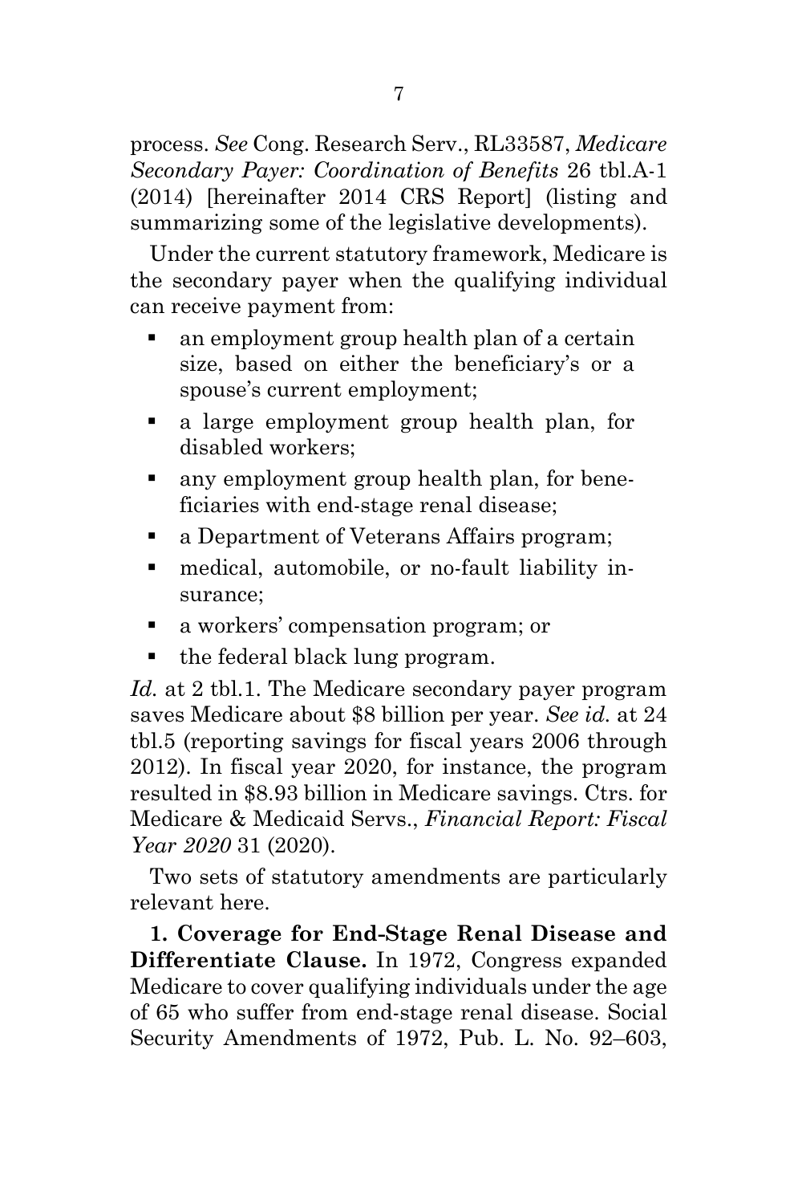process. *See* Cong. Research Serv., RL33587, *Medicare Secondary Payer: Coordination of Benefits* 26 tbl.A-1 (2014) [hereinafter 2014 CRS Report] (listing and summarizing some of the legislative developments).

Under the current statutory framework, Medicare is the secondary payer when the qualifying individual can receive payment from:

- an employment group health plan of a certain size, based on either the beneficiary's or a spouse's current employment;
- a large employment group health plan, for disabled workers;
- any employment group health plan, for beneficiaries with end-stage renal disease;
- a Department of Veterans Affairs program;
- medical, automobile, or no-fault liability insurance;
- a workers' compensation program; or
- the federal black lung program.

*Id.* at 2 tbl.1. The Medicare secondary payer program saves Medicare about $8 billion per year. *See id.* at 24 tbl.5 (reporting savings for fiscal years 2006 through 2012). In fiscal year 2020, for instance, the program resulted in $8.93 billion in Medicare savings. Ctrs. for Medicare & Medicaid Servs., *Financial Report: Fiscal Year 2020* 31 (2020).

Two sets of statutory amendments are particularly relevant here.

**1. Coverage for End-Stage Renal Disease and Differentiate Clause.** In 1972, Congress expanded Medicare to cover qualifying individuals under the age of 65 who suffer from end-stage renal disease. Social Security Amendments of 1972, Pub. L. No. 92–603,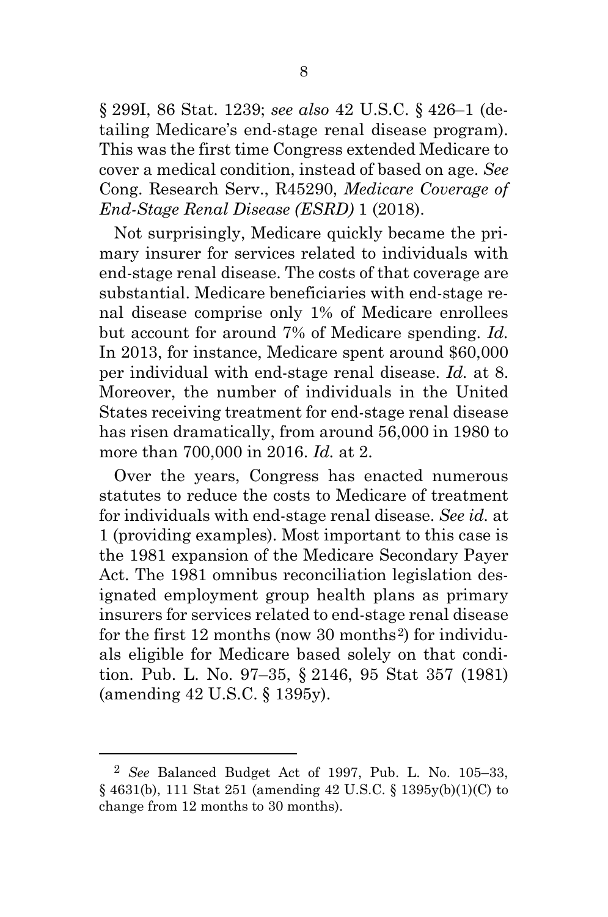§ 299I, 86 Stat. 1239; *see also* 42 U.S.C. § 426–1 (detailing Medicare's end-stage renal disease program). This was the first time Congress extended Medicare to cover a medical condition, instead of based on age. *See* Cong. Research Serv., R45290, *Medicare Coverage of End-Stage Renal Disease (ESRD)* 1 (2018).

Not surprisingly, Medicare quickly became the primary insurer for services related to individuals with end-stage renal disease. The costs of that coverage are substantial. Medicare beneficiaries with end-stage renal disease comprise only 1% of Medicare enrollees but account for around 7% of Medicare spending. *Id.* In 2013, for instance, Medicare spent around $60,000 per individual with end-stage renal disease. *Id.* at 8. Moreover, the number of individuals in the United States receiving treatment for end-stage renal disease has risen dramatically, from around 56,000 in 1980 to more than 700,000 in 2016. *Id.* at 2.

Over the years, Congress has enacted numerous statutes to reduce the costs to Medicare of treatment for individuals with end-stage renal disease. *See id.* at 1 (providing examples). Most important to this case is the 1981 expansion of the Medicare Secondary Payer Act. The 1981 omnibus reconciliation legislation designated employment group health plans as primary insurers for services related to end-stage renal disease for the first 12 months (now 30 months[2]) for individuals eligible for Medicare based solely on that condition. Pub. L. No. 97–35, § 2146, 95 Stat 357 (1981) (amending 42 U.S.C. § 1395y).

---

[2] *See* Balanced Budget Act of 1997, Pub. L. No. 105–33, § 4631(b), 111 Stat 251 (amending 42 U.S.C. § 1395y(b)(1)(C) to change from 12 months to 30 months).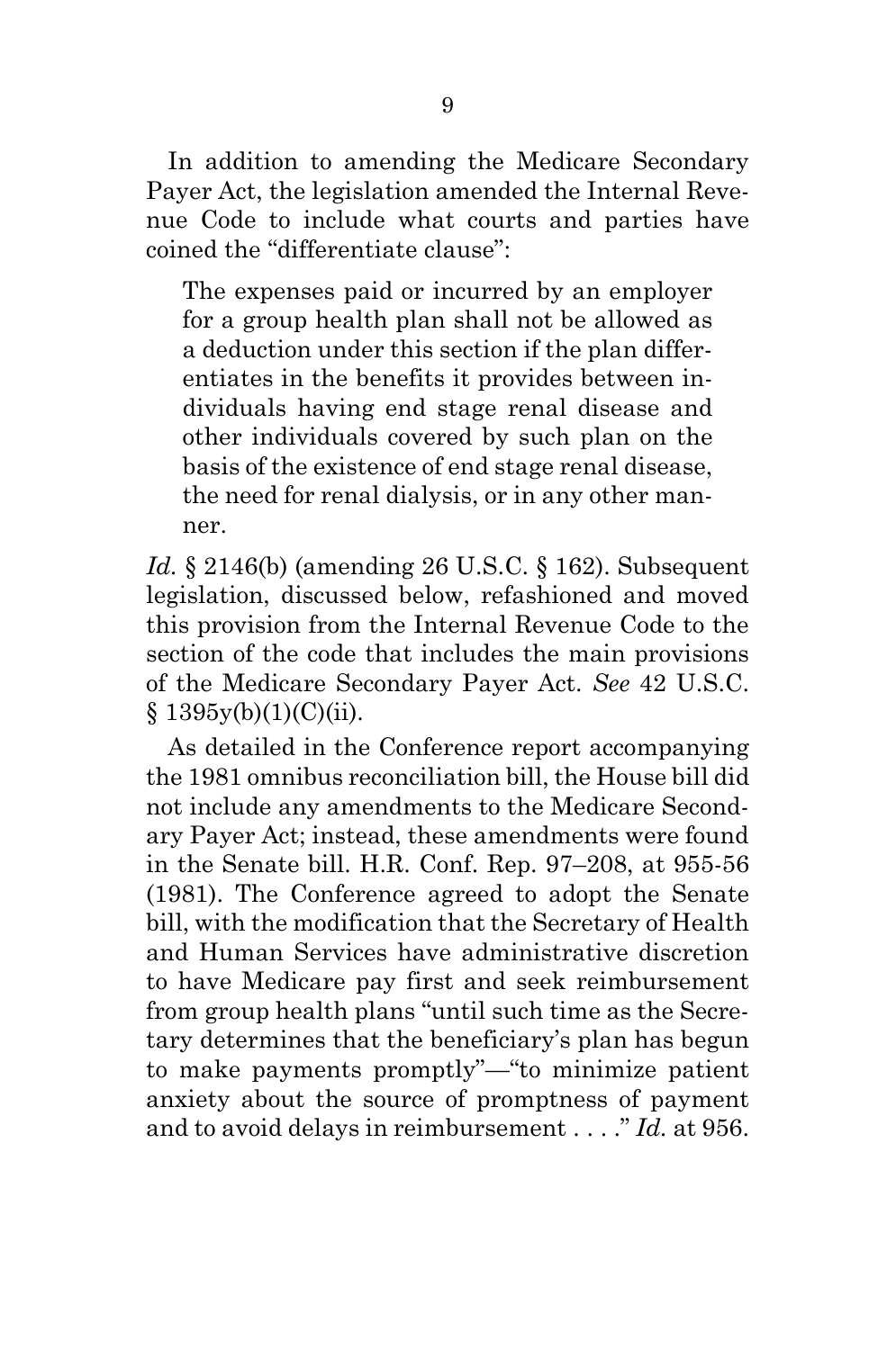In addition to amending the Medicare Secondary Payer Act, the legislation amended the Internal Revenue Code to include what courts and parties have coined the "differentiate clause":

> The expenses paid or incurred by an employer for a group health plan shall not be allowed as a deduction under this section if the plan differentiates in the benefits it provides between individuals having end stage renal disease and other individuals covered by such plan on the basis of the existence of end stage renal disease, the need for renal dialysis, or in any other manner.

*Id.* § 2146(b) (amending 26 U.S.C. § 162). Subsequent legislation, discussed below, refashioned and moved this provision from the Internal Revenue Code to the section of the code that includes the main provisions of the Medicare Secondary Payer Act. *See* 42 U.S.C. § 1395y(b)(1)(C)(ii).

As detailed in the Conference report accompanying the 1981 omnibus reconciliation bill, the House bill did not include any amendments to the Medicare Secondary Payer Act; instead, these amendments were found in the Senate bill. H.R. Conf. Rep. 97–208, at 955-56 (1981). The Conference agreed to adopt the Senate bill, with the modification that the Secretary of Health and Human Services have administrative discretion to have Medicare pay first and seek reimbursement from group health plans "until such time as the Secretary determines that the beneficiary's plan has begun to make payments promptly"—"to minimize patient anxiety about the source of promptness of payment and to avoid delays in reimbursement . . . ." *Id.* at 956.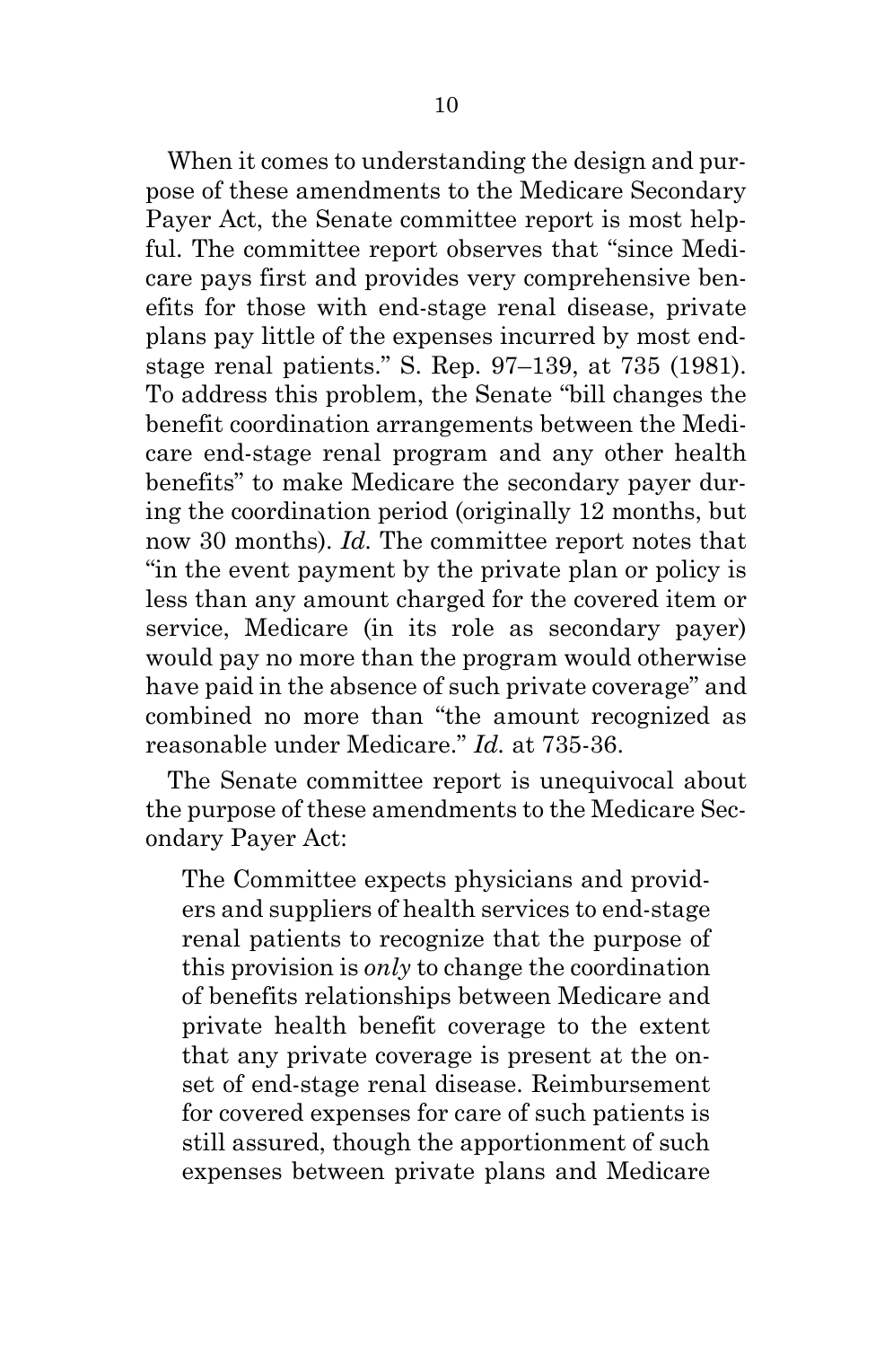When it comes to understanding the design and purpose of these amendments to the Medicare Secondary Payer Act, the Senate committee report is most helpful. The committee report observes that "since Medicare pays first and provides very comprehensive benefits for those with end-stage renal disease, private plans pay little of the expenses incurred by most end-stage renal patients." S. Rep. 97–139, at 735 (1981). To address this problem, the Senate "bill changes the benefit coordination arrangements between the Medicare end-stage renal program and any other health benefits" to make Medicare the secondary payer during the coordination period (originally 12 months, but now 30 months). *Id.* The committee report notes that "in the event payment by the private plan or policy is less than any amount charged for the covered item or service, Medicare (in its role as secondary payer) would pay no more than the program would otherwise have paid in the absence of such private coverage" and combined no more than "the amount recognized as reasonable under Medicare." *Id.* at 735-36.

The Senate committee report is unequivocal about the purpose of these amendments to the Medicare Secondary Payer Act:

> The Committee expects physicians and providers and suppliers of health services to end-stage renal patients to recognize that the purpose of this provision is *only* to change the coordination of benefits relationships between Medicare and private health benefit coverage to the extent that any private coverage is present at the onset of end-stage renal disease. Reimbursement for covered expenses for care of such patients is still assured, though the apportionment of such expenses between private plans and Medicare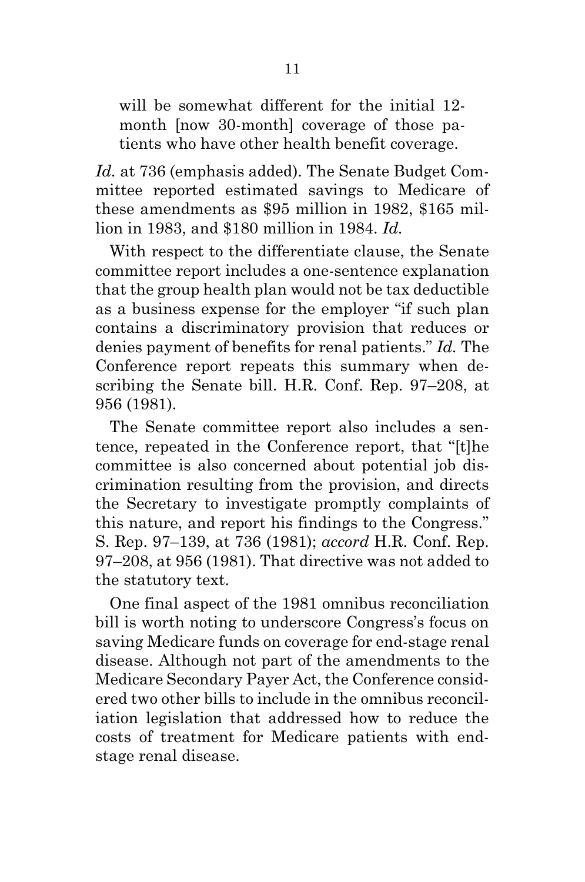> will be somewhat different for the initial 12-month [now 30-month] coverage of those patients who have other health benefit coverage.

*Id.* at 736 (emphasis added). The Senate Budget Committee reported estimated savings to Medicare of these amendments as $95 million in 1982, $165 million in 1983, and $180 million in 1984. *Id.*

With respect to the differentiate clause, the Senate committee report includes a one-sentence explanation that the group health plan would not be tax deductible as a business expense for the employer "if such plan contains a discriminatory provision that reduces or denies payment of benefits for renal patients." *Id.* The Conference report repeats this summary when describing the Senate bill. H.R. Conf. Rep. 97–208, at 956 (1981).

The Senate committee report also includes a sentence, repeated in the Conference report, that "[t]he committee is also concerned about potential job discrimination resulting from the provision, and directs the Secretary to investigate promptly complaints of this nature, and report his findings to the Congress." S. Rep. 97–139, at 736 (1981); *accord* H.R. Conf. Rep. 97–208, at 956 (1981). That directive was not added to the statutory text.

One final aspect of the 1981 omnibus reconciliation bill is worth noting to underscore Congress's focus on saving Medicare funds on coverage for end-stage renal disease. Although not part of the amendments to the Medicare Secondary Payer Act, the Conference considered two other bills to include in the omnibus reconciliation legislation that addressed how to reduce the costs of treatment for Medicare patients with end-stage renal disease.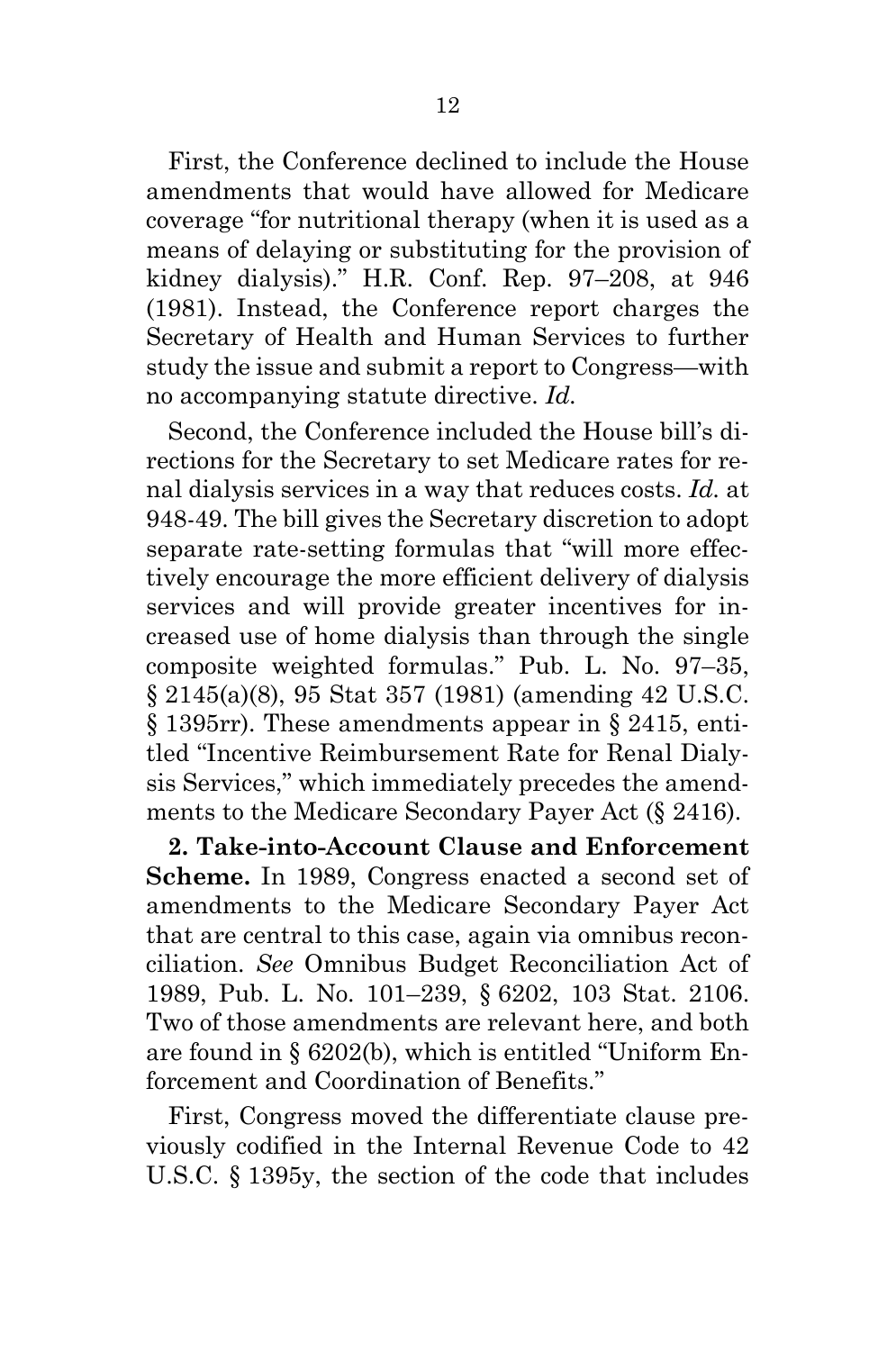First, the Conference declined to include the House amendments that would have allowed for Medicare coverage "for nutritional therapy (when it is used as a means of delaying or substituting for the provision of kidney dialysis)." H.R. Conf. Rep. 97–208, at 946 (1981). Instead, the Conference report charges the Secretary of Health and Human Services to further study the issue and submit a report to Congress—with no accompanying statute directive. *Id.*

Second, the Conference included the House bill's directions for the Secretary to set Medicare rates for renal dialysis services in a way that reduces costs. *Id.* at 948-49. The bill gives the Secretary discretion to adopt separate rate-setting formulas that "will more effectively encourage the more efficient delivery of dialysis services and will provide greater incentives for increased use of home dialysis than through the single composite weighted formulas." Pub. L. No. 97–35, § 2145(a)(8), 95 Stat 357 (1981) (amending 42 U.S.C. § 1395rr). These amendments appear in § 2415, entitled "Incentive Reimbursement Rate for Renal Dialysis Services," which immediately precedes the amendments to the Medicare Secondary Payer Act (§ 2416).

**2. Take-into-Account Clause and Enforcement Scheme.** In 1989, Congress enacted a second set of amendments to the Medicare Secondary Payer Act that are central to this case, again via omnibus reconciliation. *See* Omnibus Budget Reconciliation Act of 1989, Pub. L. No. 101–239, § 6202, 103 Stat. 2106. Two of those amendments are relevant here, and both are found in § 6202(b), which is entitled "Uniform Enforcement and Coordination of Benefits."

First, Congress moved the differentiate clause previously codified in the Internal Revenue Code to 42 U.S.C. § 1395y, the section of the code that includes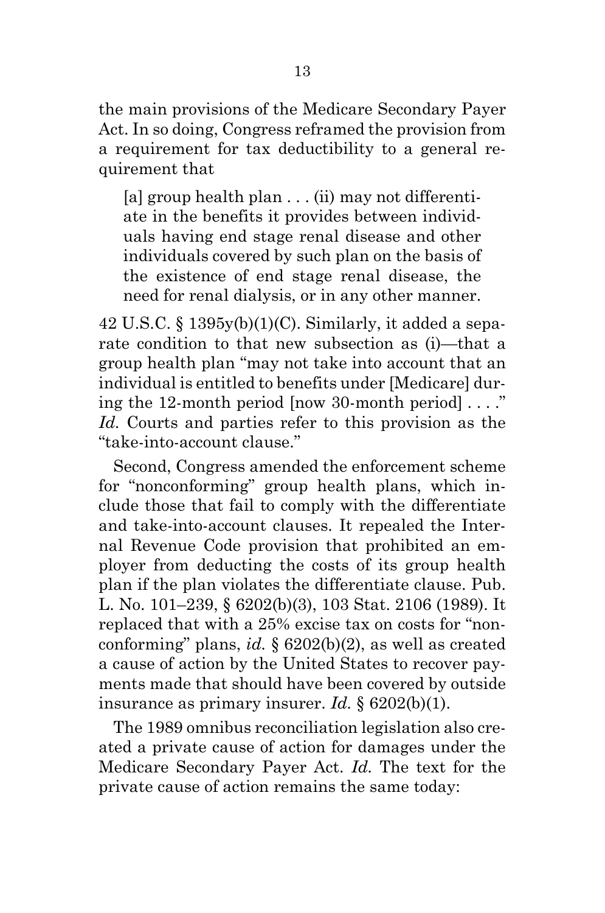the main provisions of the Medicare Secondary Payer Act. In so doing, Congress reframed the provision from a requirement for tax deductibility to a general requirement that

> [a] group health plan . . . (ii) may not differentiate in the benefits it provides between individuals having end stage renal disease and other individuals covered by such plan on the basis of the existence of end stage renal disease, the need for renal dialysis, or in any other manner.

42 U.S.C. § 1395y(b)(1)(C). Similarly, it added a separate condition to that new subsection as (i)—that a group health plan "may not take into account that an individual is entitled to benefits under [Medicare] during the 12-month period [now 30-month period] . . . ." *Id.* Courts and parties refer to this provision as the "take-into-account clause."

Second, Congress amended the enforcement scheme for "nonconforming" group health plans, which include those that fail to comply with the differentiate and take-into-account clauses. It repealed the Internal Revenue Code provision that prohibited an employer from deducting the costs of its group health plan if the plan violates the differentiate clause. Pub. L. No. 101–239, § 6202(b)(3), 103 Stat. 2106 (1989). It replaced that with a 25% excise tax on costs for "nonconforming" plans, *id.* § 6202(b)(2), as well as created a cause of action by the United States to recover payments made that should have been covered by outside insurance as primary insurer. *Id.* § 6202(b)(1).

The 1989 omnibus reconciliation legislation also created a private cause of action for damages under the Medicare Secondary Payer Act. *Id.* The text for the private cause of action remains the same today: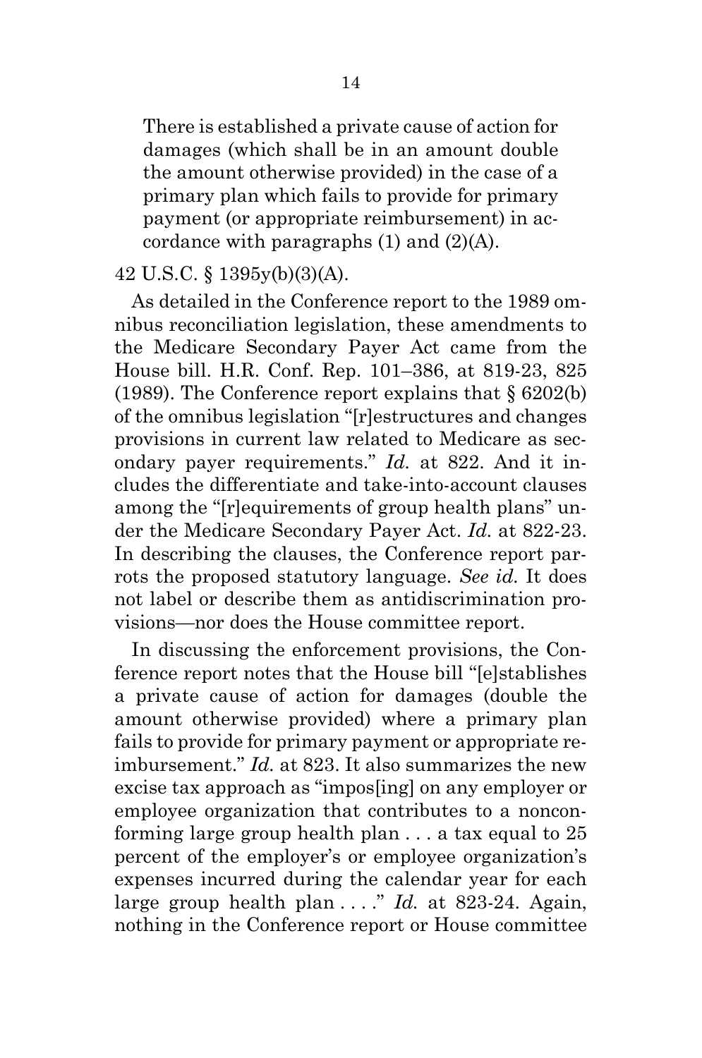> There is established a private cause of action for damages (which shall be in an amount double the amount otherwise provided) in the case of a primary plan which fails to provide for primary payment (or appropriate reimbursement) in accordance with paragraphs (1) and (2)(A).

42 U.S.C. § 1395y(b)(3)(A).

As detailed in the Conference report to the 1989 omnibus reconciliation legislation, these amendments to the Medicare Secondary Payer Act came from the House bill. H.R. Conf. Rep. 101–386, at 819-23, 825 (1989). The Conference report explains that § 6202(b) of the omnibus legislation "[r]estructures and changes provisions in current law related to Medicare as secondary payer requirements." *Id.* at 822. And it includes the differentiate and take-into-account clauses among the "[r]equirements of group health plans" under the Medicare Secondary Payer Act. *Id.* at 822-23. In describing the clauses, the Conference report parrots the proposed statutory language. *See id.* It does not label or describe them as antidiscrimination provisions—nor does the House committee report.

In discussing the enforcement provisions, the Conference report notes that the House bill "[e]stablishes a private cause of action for damages (double the amount otherwise provided) where a primary plan fails to provide for primary payment or appropriate reimbursement." *Id.* at 823. It also summarizes the new excise tax approach as "impos[ing] on any employer or employee organization that contributes to a nonconforming large group health plan . . . a tax equal to 25 percent of the employer's or employee organization's expenses incurred during the calendar year for each large group health plan . . . ." *Id.* at 823-24. Again, nothing in the Conference report or House committee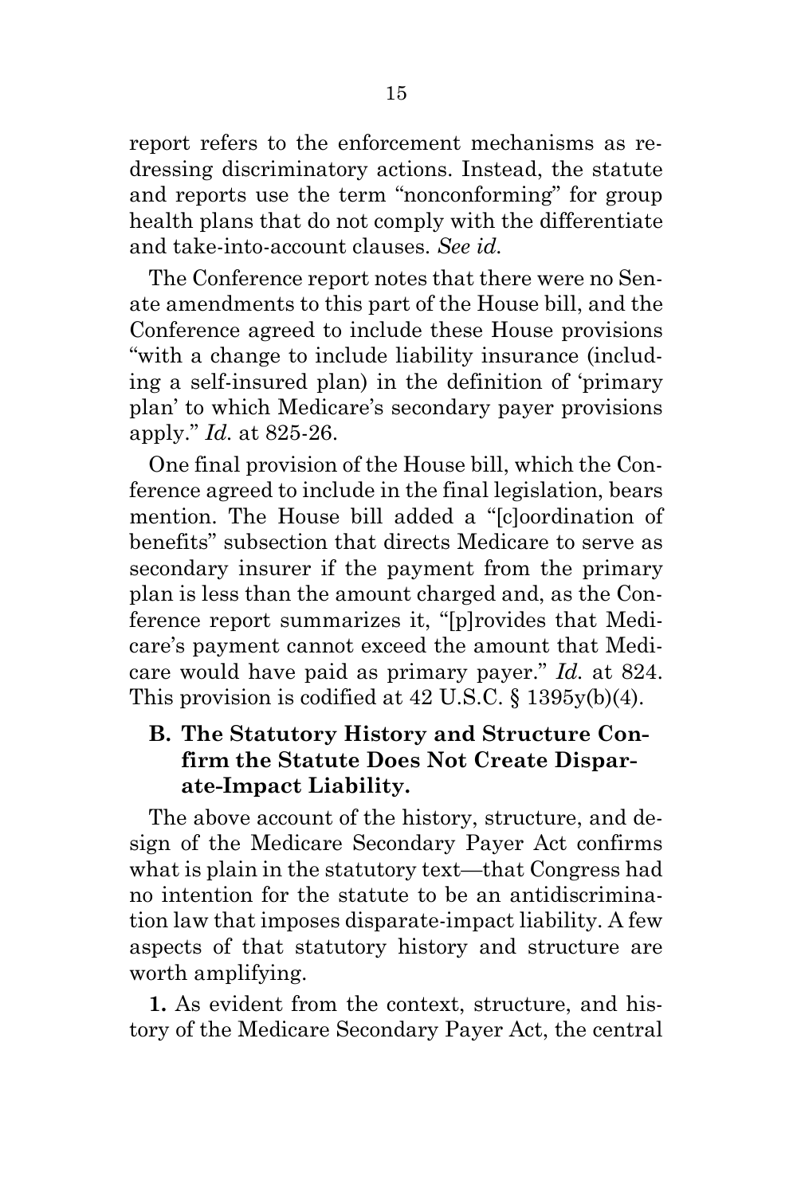report refers to the enforcement mechanisms as redressing discriminatory actions. Instead, the statute and reports use the term "nonconforming" for group health plans that do not comply with the differentiate and take-into-account clauses. *See id.*

The Conference report notes that there were no Senate amendments to this part of the House bill, and the Conference agreed to include these House provisions "with a change to include liability insurance (including a self-insured plan) in the definition of 'primary plan' to which Medicare's secondary payer provisions apply." *Id.* at 825-26.

One final provision of the House bill, which the Conference agreed to include in the final legislation, bears mention. The House bill added a "[c]oordination of benefits" subsection that directs Medicare to serve as secondary insurer if the payment from the primary plan is less than the amount charged and, as the Conference report summarizes it, "[p]rovides that Medicare's payment cannot exceed the amount that Medicare would have paid as primary payer." *Id.* at 824. This provision is codified at 42 U.S.C. § 1395y(b)(4).

### B. The Statutory History and Structure Confirm the Statute Does Not Create Disparate-Impact Liability.

The above account of the history, structure, and design of the Medicare Secondary Payer Act confirms what is plain in the statutory text—that Congress had no intention for the statute to be an antidiscrimination law that imposes disparate-impact liability. A few aspects of that statutory history and structure are worth amplifying.

**1.** As evident from the context, structure, and history of the Medicare Secondary Payer Act, the central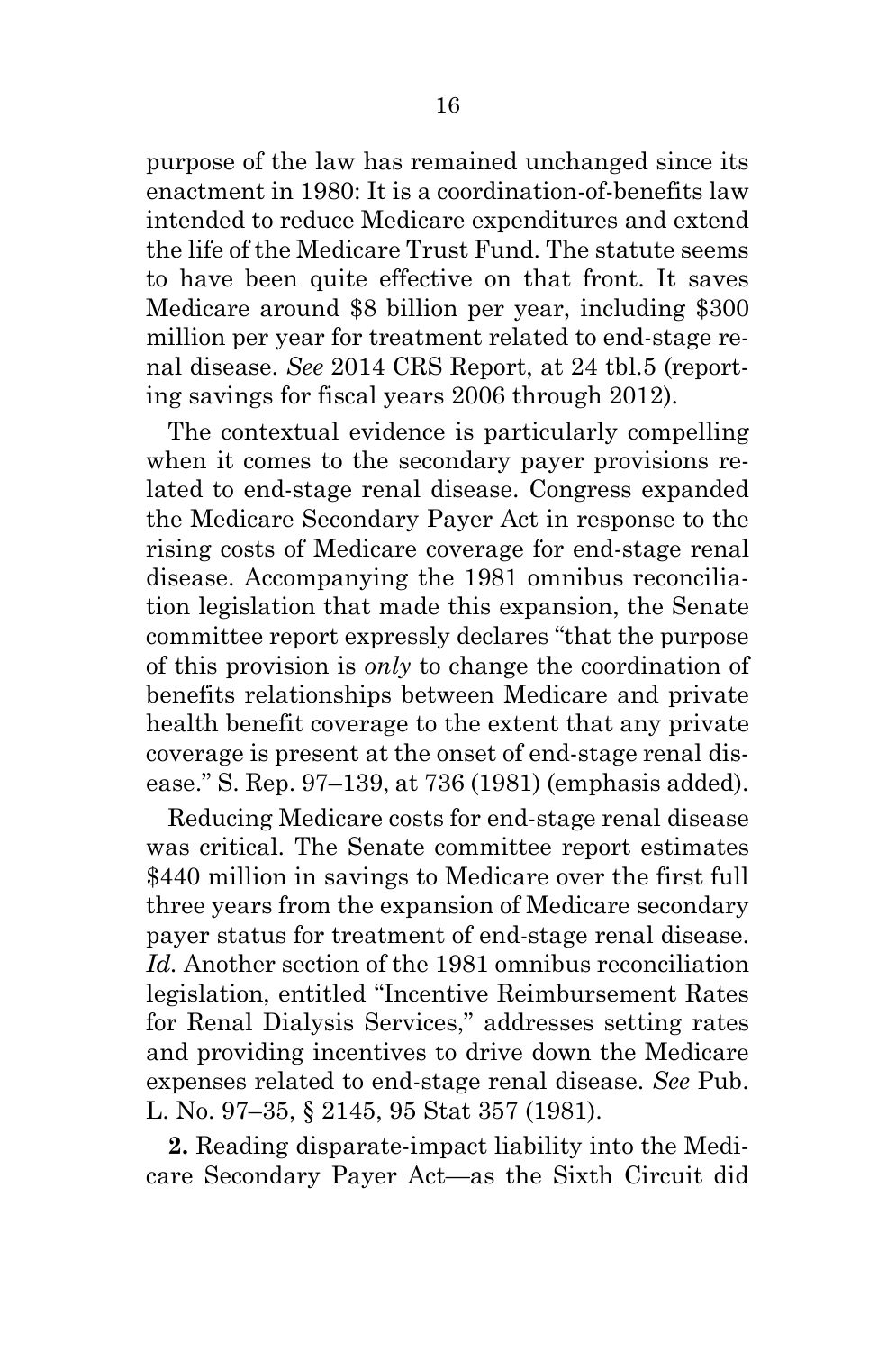purpose of the law has remained unchanged since its enactment in 1980: It is a coordination-of-benefits law intended to reduce Medicare expenditures and extend the life of the Medicare Trust Fund. The statute seems to have been quite effective on that front. It saves Medicare around $8 billion per year, including $300 million per year for treatment related to end-stage renal disease. *See* 2014 CRS Report, at 24 tbl.5 (reporting savings for fiscal years 2006 through 2012).

The contextual evidence is particularly compelling when it comes to the secondary payer provisions related to end-stage renal disease. Congress expanded the Medicare Secondary Payer Act in response to the rising costs of Medicare coverage for end-stage renal disease. Accompanying the 1981 omnibus reconciliation legislation that made this expansion, the Senate committee report expressly declares "that the purpose of this provision is *only* to change the coordination of benefits relationships between Medicare and private health benefit coverage to the extent that any private coverage is present at the onset of end-stage renal disease." S. Rep. 97–139, at 736 (1981) (emphasis added).

Reducing Medicare costs for end-stage renal disease was critical. The Senate committee report estimates $440 million in savings to Medicare over the first full three years from the expansion of Medicare secondary payer status for treatment of end-stage renal disease. *Id.* Another section of the 1981 omnibus reconciliation legislation, entitled "Incentive Reimbursement Rates for Renal Dialysis Services," addresses setting rates and providing incentives to drive down the Medicare expenses related to end-stage renal disease. *See* Pub. L. No. 97–35, § 2145, 95 Stat 357 (1981).

**2.** Reading disparate-impact liability into the Medicare Secondary Payer Act—as the Sixth Circuit did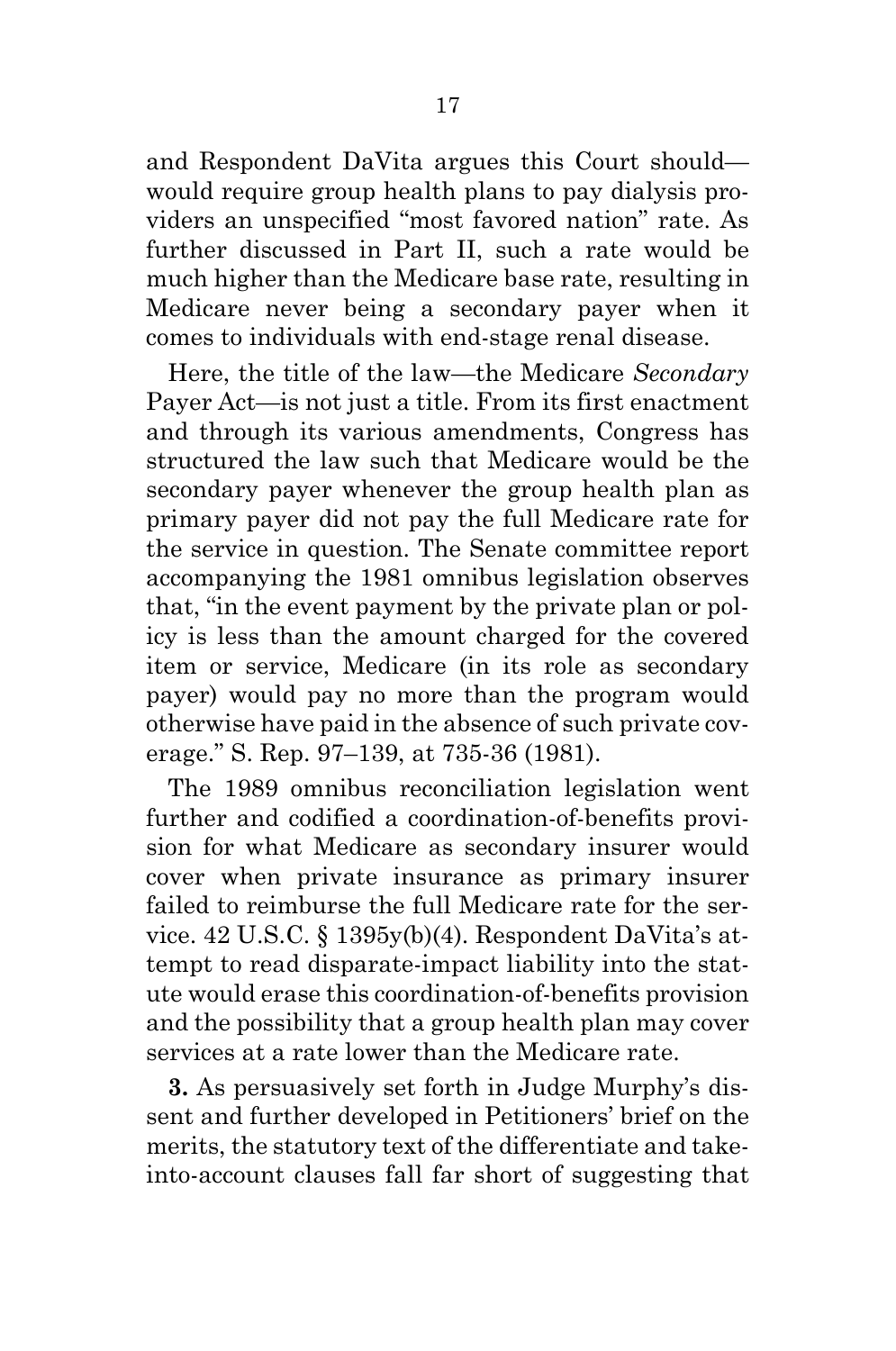and Respondent DaVita argues this Court should—would require group health plans to pay dialysis providers an unspecified "most favored nation" rate. As further discussed in Part II, such a rate would be much higher than the Medicare base rate, resulting in Medicare never being a secondary payer when it comes to individuals with end-stage renal disease.

Here, the title of the law—the Medicare *Secondary* Payer Act—is not just a title. From its first enactment and through its various amendments, Congress has structured the law such that Medicare would be the secondary payer whenever the group health plan as primary payer did not pay the full Medicare rate for the service in question. The Senate committee report accompanying the 1981 omnibus legislation observes that, "in the event payment by the private plan or policy is less than the amount charged for the covered item or service, Medicare (in its role as secondary payer) would pay no more than the program would otherwise have paid in the absence of such private coverage." S. Rep. 97–139, at 735-36 (1981).

The 1989 omnibus reconciliation legislation went further and codified a coordination-of-benefits provision for what Medicare as secondary insurer would cover when private insurance as primary insurer failed to reimburse the full Medicare rate for the service. 42 U.S.C. § 1395y(b)(4). Respondent DaVita's attempt to read disparate-impact liability into the statute would erase this coordination-of-benefits provision and the possibility that a group health plan may cover services at a rate lower than the Medicare rate.

**3.** As persuasively set forth in Judge Murphy's dissent and further developed in Petitioners' brief on the merits, the statutory text of the differentiate and take-into-account clauses fall far short of suggesting that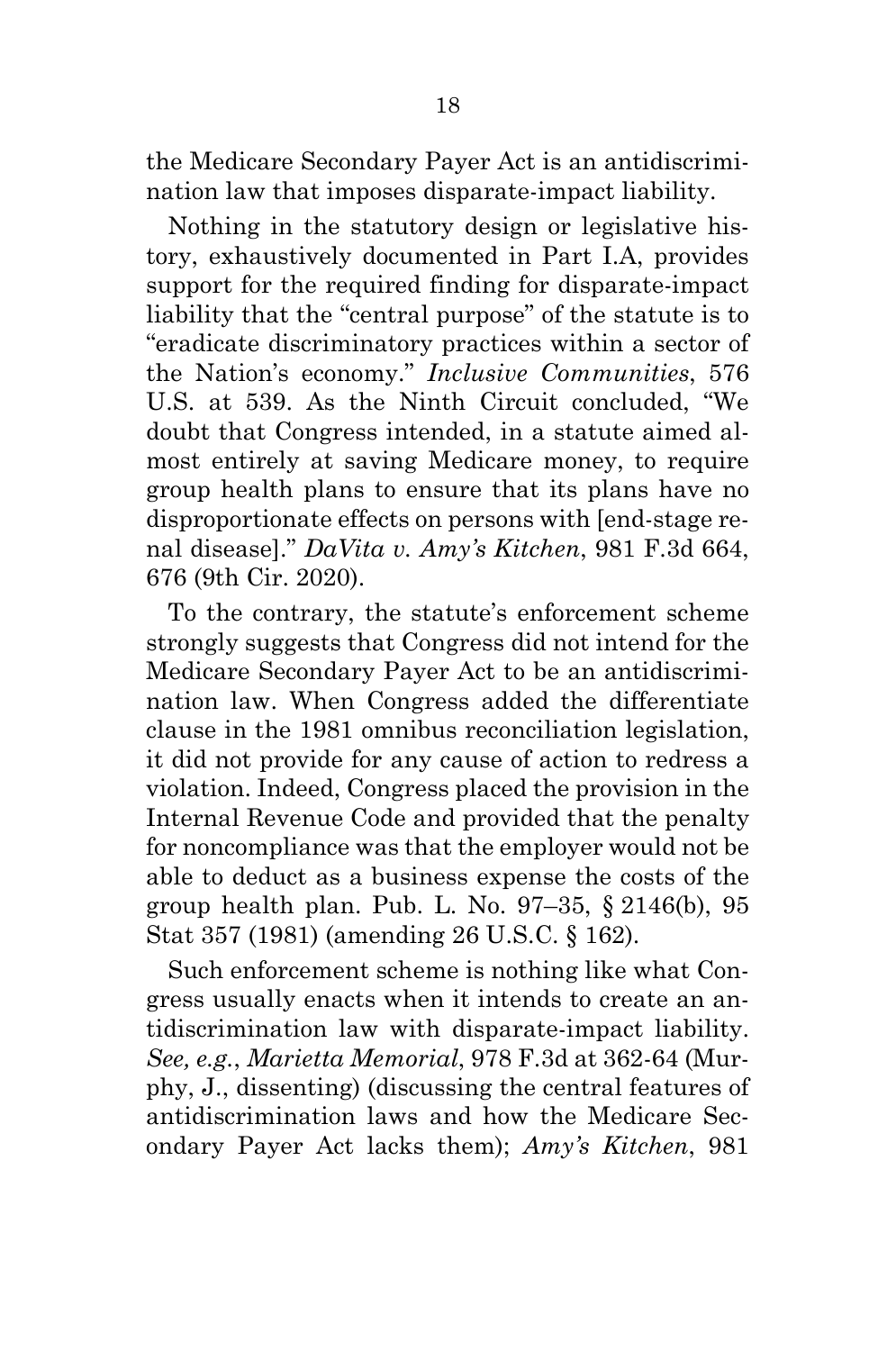the Medicare Secondary Payer Act is an antidiscrimination law that imposes disparate-impact liability.

Nothing in the statutory design or legislative history, exhaustively documented in Part I.A, provides support for the required finding for disparate-impact liability that the "central purpose" of the statute is to "eradicate discriminatory practices within a sector of the Nation's economy." *Inclusive Communities*, 576 U.S. at 539. As the Ninth Circuit concluded, "We doubt that Congress intended, in a statute aimed almost entirely at saving Medicare money, to require group health plans to ensure that its plans have no disproportionate effects on persons with [end-stage renal disease]." *DaVita v. Amy's Kitchen*, 981 F.3d 664, 676 (9th Cir. 2020).

To the contrary, the statute's enforcement scheme strongly suggests that Congress did not intend for the Medicare Secondary Payer Act to be an antidiscrimination law. When Congress added the differentiate clause in the 1981 omnibus reconciliation legislation, it did not provide for any cause of action to redress a violation. Indeed, Congress placed the provision in the Internal Revenue Code and provided that the penalty for noncompliance was that the employer would not be able to deduct as a business expense the costs of the group health plan. Pub. L. No. 97–35, § 2146(b), 95 Stat 357 (1981) (amending 26 U.S.C. § 162).

Such enforcement scheme is nothing like what Congress usually enacts when it intends to create an antidiscrimination law with disparate-impact liability. *See, e.g.*, *Marietta Memorial*, 978 F.3d at 362-64 (Murphy, J., dissenting) (discussing the central features of antidiscrimination laws and how the Medicare Secondary Payer Act lacks them); *Amy's Kitchen*, 981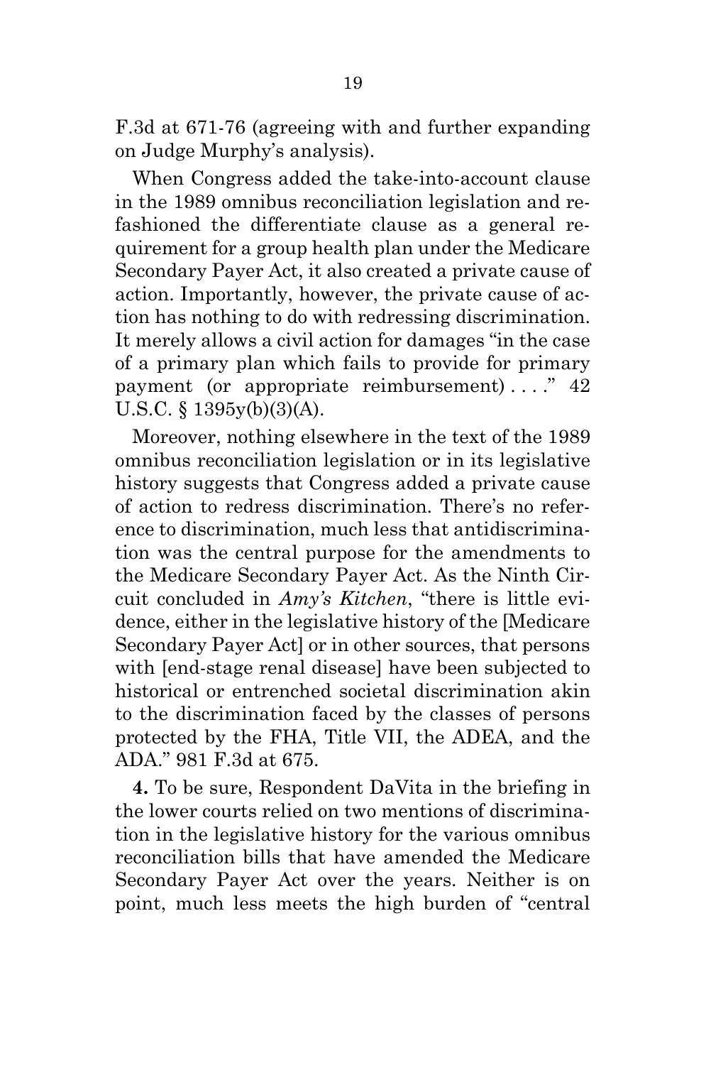F.3d at 671-76 (agreeing with and further expanding on Judge Murphy's analysis).

When Congress added the take-into-account clause in the 1989 omnibus reconciliation legislation and refashioned the differentiate clause as a general requirement for a group health plan under the Medicare Secondary Payer Act, it also created a private cause of action. Importantly, however, the private cause of action has nothing to do with redressing discrimination. It merely allows a civil action for damages "in the case of a primary plan which fails to provide for primary payment (or appropriate reimbursement) . . . ." 42 U.S.C. § 1395y(b)(3)(A).

Moreover, nothing elsewhere in the text of the 1989 omnibus reconciliation legislation or in its legislative history suggests that Congress added a private cause of action to redress discrimination. There's no reference to discrimination, much less that antidiscrimination was the central purpose for the amendments to the Medicare Secondary Payer Act. As the Ninth Circuit concluded in *Amy's Kitchen*, "there is little evidence, either in the legislative history of the [Medicare Secondary Payer Act] or in other sources, that persons with [end-stage renal disease] have been subjected to historical or entrenched societal discrimination akin to the discrimination faced by the classes of persons protected by the FHA, Title VII, the ADEA, and the ADA." 981 F.3d at 675.

**4.** To be sure, Respondent DaVita in the briefing in the lower courts relied on two mentions of discrimination in the legislative history for the various omnibus reconciliation bills that have amended the Medicare Secondary Payer Act over the years. Neither is on point, much less meets the high burden of "central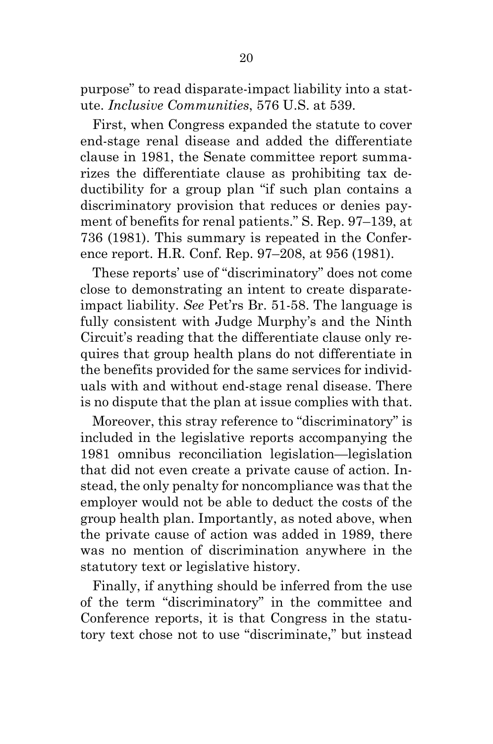purpose" to read disparate-impact liability into a statute. *Inclusive Communities*, 576 U.S. at 539.

First, when Congress expanded the statute to cover end-stage renal disease and added the differentiate clause in 1981, the Senate committee report summarizes the differentiate clause as prohibiting tax deductibility for a group plan "if such plan contains a discriminatory provision that reduces or denies payment of benefits for renal patients." S. Rep. 97–139, at 736 (1981). This summary is repeated in the Conference report. H.R. Conf. Rep. 97–208, at 956 (1981).

These reports' use of "discriminatory" does not come close to demonstrating an intent to create disparate-impact liability. *See* Pet'rs Br. 51-58. The language is fully consistent with Judge Murphy's and the Ninth Circuit's reading that the differentiate clause only requires that group health plans do not differentiate in the benefits provided for the same services for individuals with and without end-stage renal disease. There is no dispute that the plan at issue complies with that.

Moreover, this stray reference to "discriminatory" is included in the legislative reports accompanying the 1981 omnibus reconciliation legislation—legislation that did not even create a private cause of action. Instead, the only penalty for noncompliance was that the employer would not be able to deduct the costs of the group health plan. Importantly, as noted above, when the private cause of action was added in 1989, there was no mention of discrimination anywhere in the statutory text or legislative history.

Finally, if anything should be inferred from the use of the term "discriminatory" in the committee and Conference reports, it is that Congress in the statutory text chose not to use "discriminate," but instead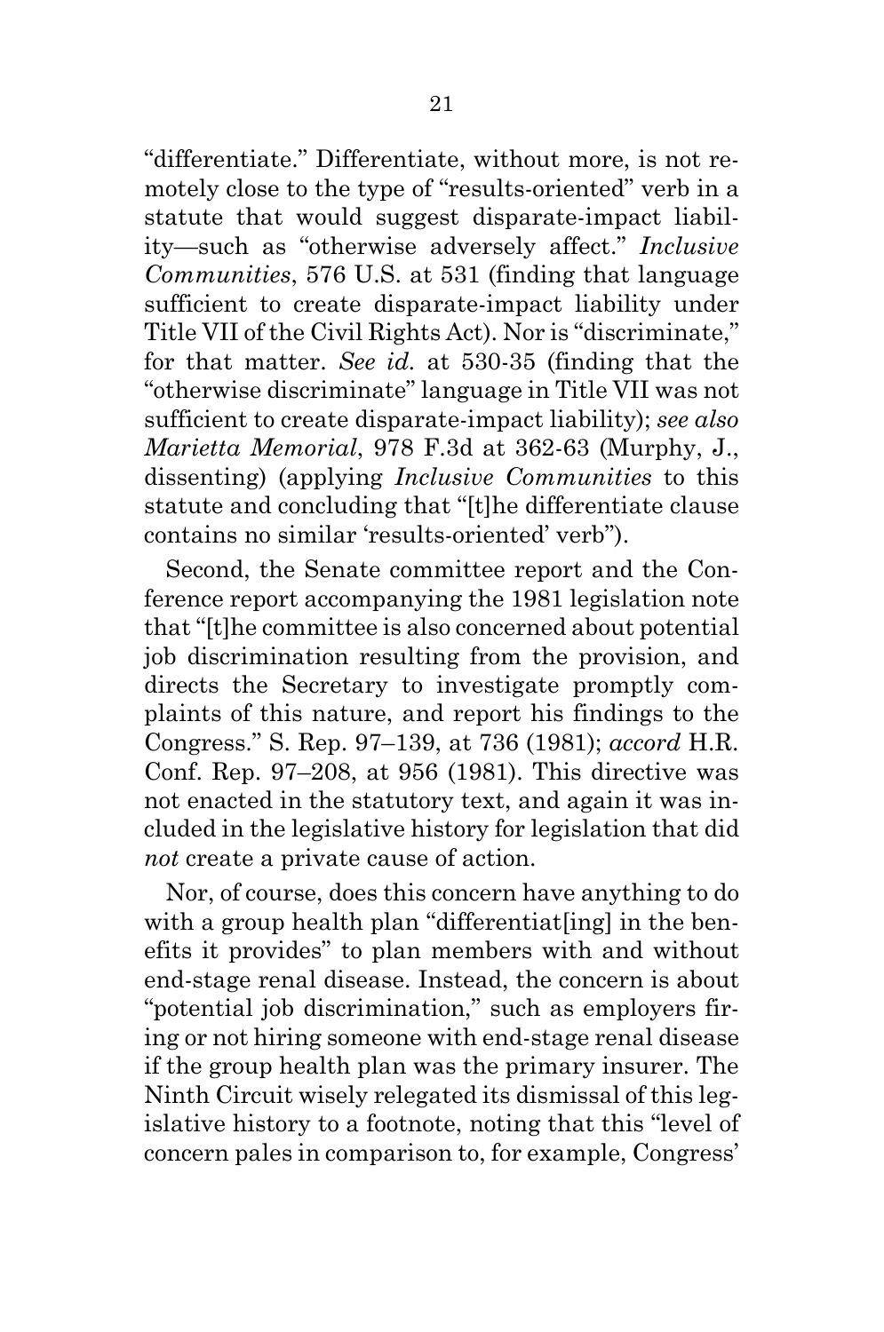"differentiate." Differentiate, without more, is not remotely close to the type of "results-oriented" verb in a statute that would suggest disparate-impact liability—such as "otherwise adversely affect." *Inclusive Communities*, 576 U.S. at 531 (finding that language sufficient to create disparate-impact liability under Title VII of the Civil Rights Act). Nor is "discriminate," for that matter. *See id.* at 530-35 (finding that the "otherwise discriminate" language in Title VII was not sufficient to create disparate-impact liability); *see also Marietta Memorial*, 978 F.3d at 362-63 (Murphy, J., dissenting) (applying *Inclusive Communities* to this statute and concluding that "[t]he differentiate clause contains no similar 'results-oriented' verb").

Second, the Senate committee report and the Conference report accompanying the 1981 legislation note that "[t]he committee is also concerned about potential job discrimination resulting from the provision, and directs the Secretary to investigate promptly complaints of this nature, and report his findings to the Congress." S. Rep. 97–139, at 736 (1981); *accord* H.R. Conf. Rep. 97–208, at 956 (1981). This directive was not enacted in the statutory text, and again it was included in the legislative history for legislation that did *not* create a private cause of action.

Nor, of course, does this concern have anything to do with a group health plan "differentiat[ing] in the benefits it provides" to plan members with and without end-stage renal disease. Instead, the concern is about "potential job discrimination," such as employers firing or not hiring someone with end-stage renal disease if the group health plan was the primary insurer. The Ninth Circuit wisely relegated its dismissal of this legislative history to a footnote, noting that this "level of concern pales in comparison to, for example, Congress'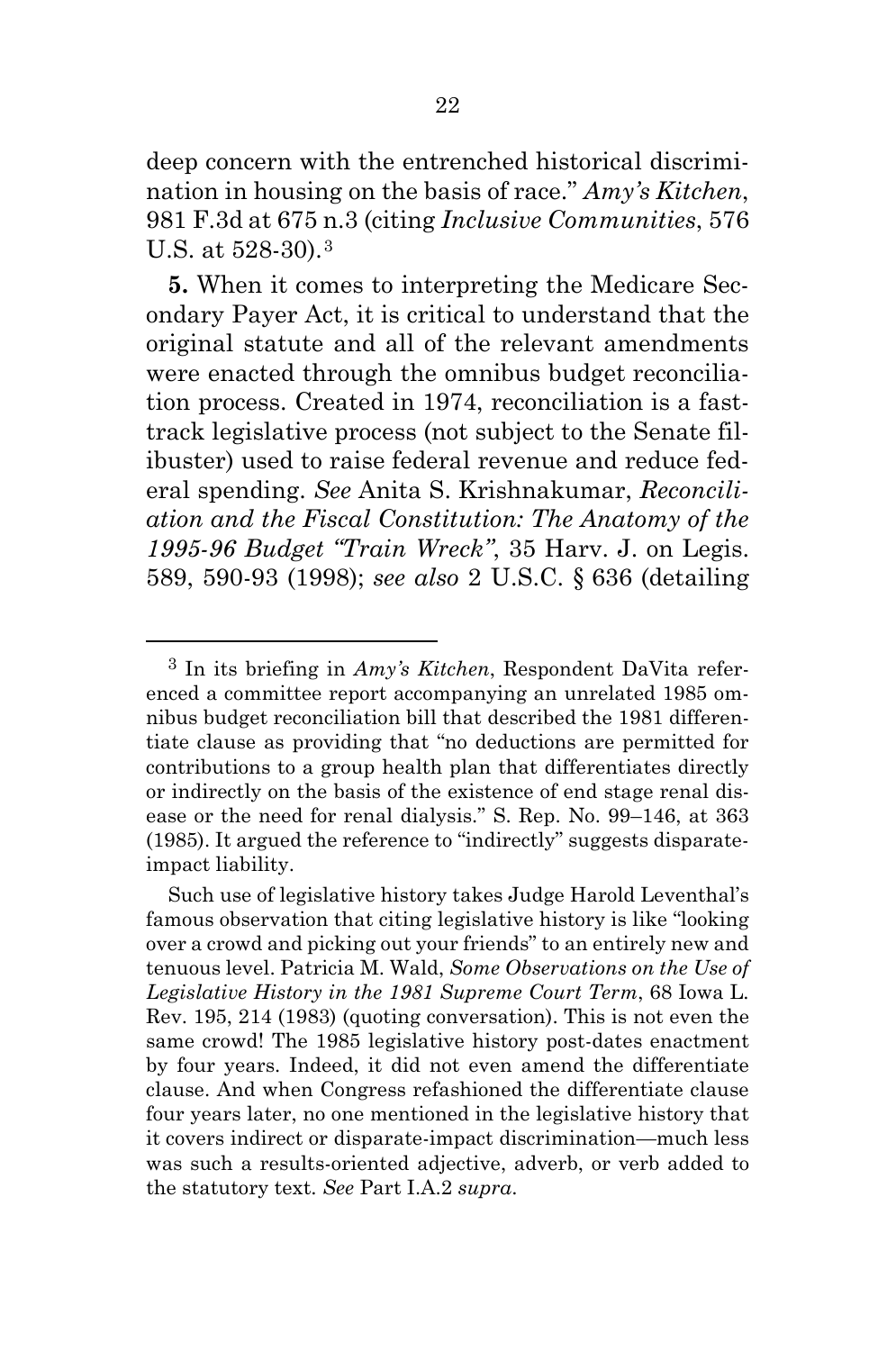deep concern with the entrenched historical discrimination in housing on the basis of race." *Amy's Kitchen*, 981 F.3d at 675 n.3 (citing *Inclusive Communities*, 576 U.S. at 528-30).[3]

**5.** When it comes to interpreting the Medicare Secondary Payer Act, it is critical to understand that the original statute and all of the relevant amendments were enacted through the omnibus budget reconciliation process. Created in 1974, reconciliation is a fast-track legislative process (not subject to the Senate filibuster) used to raise federal revenue and reduce federal spending. *See* Anita S. Krishnakumar, *Reconciliation and the Fiscal Constitution: The Anatomy of the 1995-96 Budget "Train Wreck"*, 35 Harv. J. on Legis. 589, 590-93 (1998); *see also* 2 U.S.C. § 636 (detailing

---

[3] In its briefing in *Amy's Kitchen*, Respondent DaVita referenced a committee report accompanying an unrelated 1985 omnibus budget reconciliation bill that described the 1981 differentiate clause as providing that "no deductions are permitted for contributions to a group health plan that differentiates directly or indirectly on the basis of the existence of end stage renal disease or the need for renal dialysis." S. Rep. No. 99–146, at 363 (1985). It argued the reference to "indirectly" suggests disparate-impact liability.

Such use of legislative history takes Judge Harold Leventhal's famous observation that citing legislative history is like "looking over a crowd and picking out your friends" to an entirely new and tenuous level. Patricia M. Wald, *Some Observations on the Use of Legislative History in the 1981 Supreme Court Term*, 68 Iowa L. Rev. 195, 214 (1983) (quoting conversation). This is not even the same crowd! The 1985 legislative history post-dates enactment by four years. Indeed, it did not even amend the differentiate clause. And when Congress refashioned the differentiate clause four years later, no one mentioned in the legislative history that it covers indirect or disparate-impact discrimination—much less was such a results-oriented adjective, adverb, or verb added to the statutory text. *See* Part I.A.2 *supra*.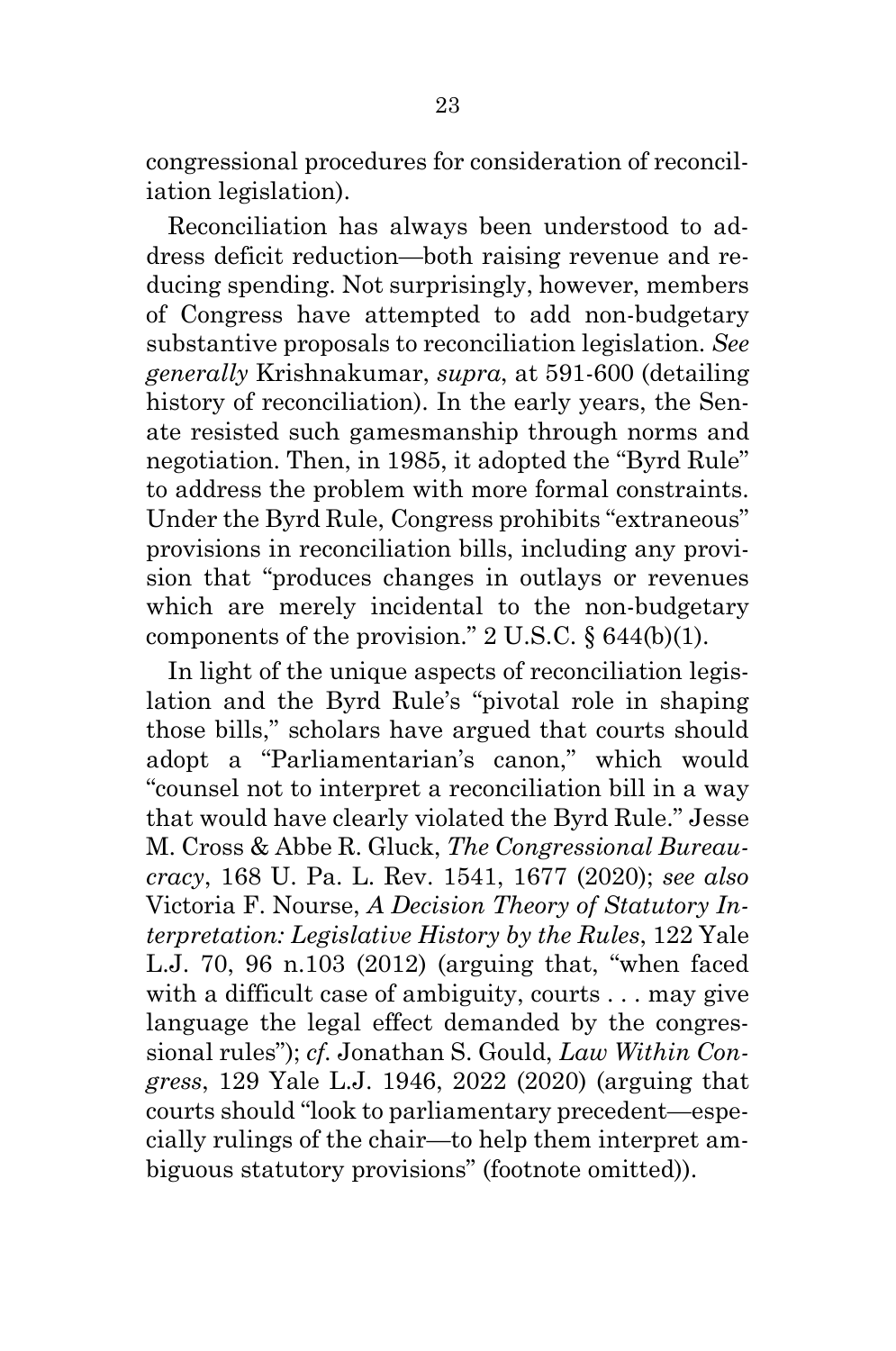congressional procedures for consideration of reconciliation legislation).

Reconciliation has always been understood to address deficit reduction—both raising revenue and reducing spending. Not surprisingly, however, members of Congress have attempted to add non-budgetary substantive proposals to reconciliation legislation. *See generally* Krishnakumar, *supra*, at 591-600 (detailing history of reconciliation). In the early years, the Senate resisted such gamesmanship through norms and negotiation. Then, in 1985, it adopted the "Byrd Rule" to address the problem with more formal constraints. Under the Byrd Rule, Congress prohibits "extraneous" provisions in reconciliation bills, including any provision that "produces changes in outlays or revenues which are merely incidental to the non-budgetary components of the provision." 2 U.S.C. § 644(b)(1).

In light of the unique aspects of reconciliation legislation and the Byrd Rule's "pivotal role in shaping those bills," scholars have argued that courts should adopt a "Parliamentarian's canon," which would "counsel not to interpret a reconciliation bill in a way that would have clearly violated the Byrd Rule." Jesse M. Cross & Abbe R. Gluck, *The Congressional Bureaucracy*, 168 U. Pa. L. Rev. 1541, 1677 (2020); *see also* Victoria F. Nourse, *A Decision Theory of Statutory Interpretation: Legislative History by the Rules*, 122 Yale L.J. 70, 96 n.103 (2012) (arguing that, "when faced with a difficult case of ambiguity, courts . . . may give language the legal effect demanded by the congressional rules"); *cf.* Jonathan S. Gould, *Law Within Congress*, 129 Yale L.J. 1946, 2022 (2020) (arguing that courts should "look to parliamentary precedent—especially rulings of the chair—to help them interpret ambiguous statutory provisions" (footnote omitted)).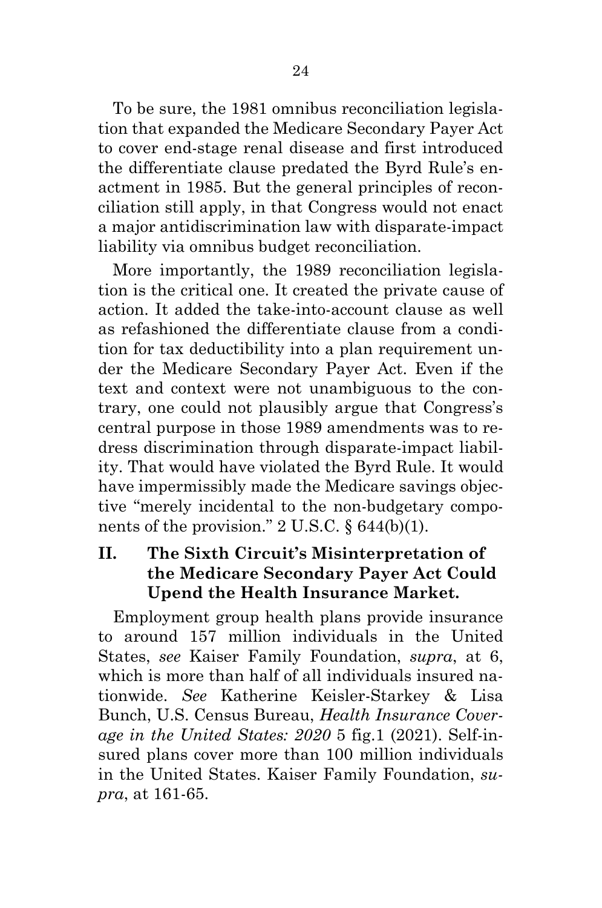To be sure, the 1981 omnibus reconciliation legislation that expanded the Medicare Secondary Payer Act to cover end-stage renal disease and first introduced the differentiate clause predated the Byrd Rule's enactment in 1985. But the general principles of reconciliation still apply, in that Congress would not enact a major antidiscrimination law with disparate-impact liability via omnibus budget reconciliation.

More importantly, the 1989 reconciliation legislation is the critical one. It created the private cause of action. It added the take-into-account clause as well as refashioned the differentiate clause from a condition for tax deductibility into a plan requirement under the Medicare Secondary Payer Act. Even if the text and context were not unambiguous to the contrary, one could not plausibly argue that Congress's central purpose in those 1989 amendments was to redress discrimination through disparate-impact liability. That would have violated the Byrd Rule. It would have impermissibly made the Medicare savings objective "merely incidental to the non-budgetary components of the provision." 2 U.S.C. § 644(b)(1).

## II. The Sixth Circuit's Misinterpretation of the Medicare Secondary Payer Act Could Upend the Health Insurance Market.

Employment group health plans provide insurance to around 157 million individuals in the United States, *see* Kaiser Family Foundation, *supra*, at 6, which is more than half of all individuals insured nationwide. *See* Katherine Keisler-Starkey & Lisa Bunch, U.S. Census Bureau, *Health Insurance Coverage in the United States: 2020* 5 fig.1 (2021). Self-insured plans cover more than 100 million individuals in the United States. Kaiser Family Foundation, *supra*, at 161-65.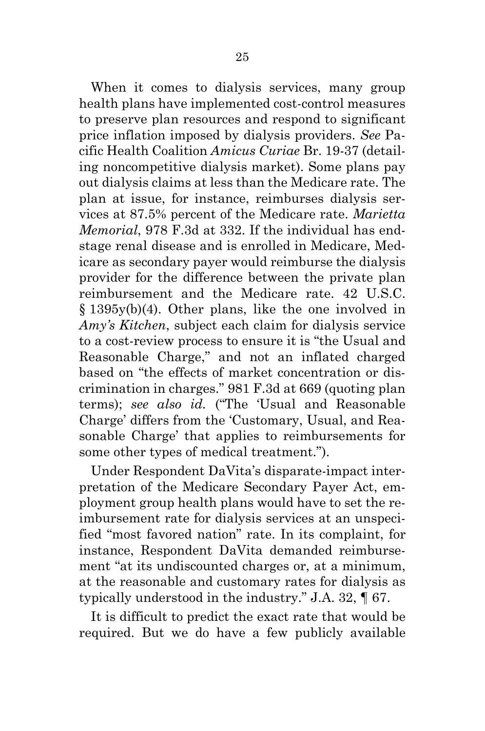When it comes to dialysis services, many group health plans have implemented cost-control measures to preserve plan resources and respond to significant price inflation imposed by dialysis providers. *See* Pacific Health Coalition *Amicus Curiae* Br. 19-37 (detailing noncompetitive dialysis market). Some plans pay out dialysis claims at less than the Medicare rate. The plan at issue, for instance, reimburses dialysis services at 87.5% percent of the Medicare rate. *Marietta Memorial*, 978 F.3d at 332. If the individual has end-stage renal disease and is enrolled in Medicare, Medicare as secondary payer would reimburse the dialysis provider for the difference between the private plan reimbursement and the Medicare rate. 42 U.S.C. § 1395y(b)(4). Other plans, like the one involved in *Amy's Kitchen*, subject each claim for dialysis service to a cost-review process to ensure it is "the Usual and Reasonable Charge," and not an inflated charged based on "the effects of market concentration or discrimination in charges." 981 F.3d at 669 (quoting plan terms); *see also id.* ("The 'Usual and Reasonable Charge' differs from the 'Customary, Usual, and Reasonable Charge' that applies to reimbursements for some other types of medical treatment.").

Under Respondent DaVita's disparate-impact interpretation of the Medicare Secondary Payer Act, employment group health plans would have to set the reimbursement rate for dialysis services at an unspecified "most favored nation" rate. In its complaint, for instance, Respondent DaVita demanded reimbursement "at its undiscounted charges or, at a minimum, at the reasonable and customary rates for dialysis as typically understood in the industry." J.A. 32, ¶ 67.

It is difficult to predict the exact rate that would be required. But we do have a few publicly available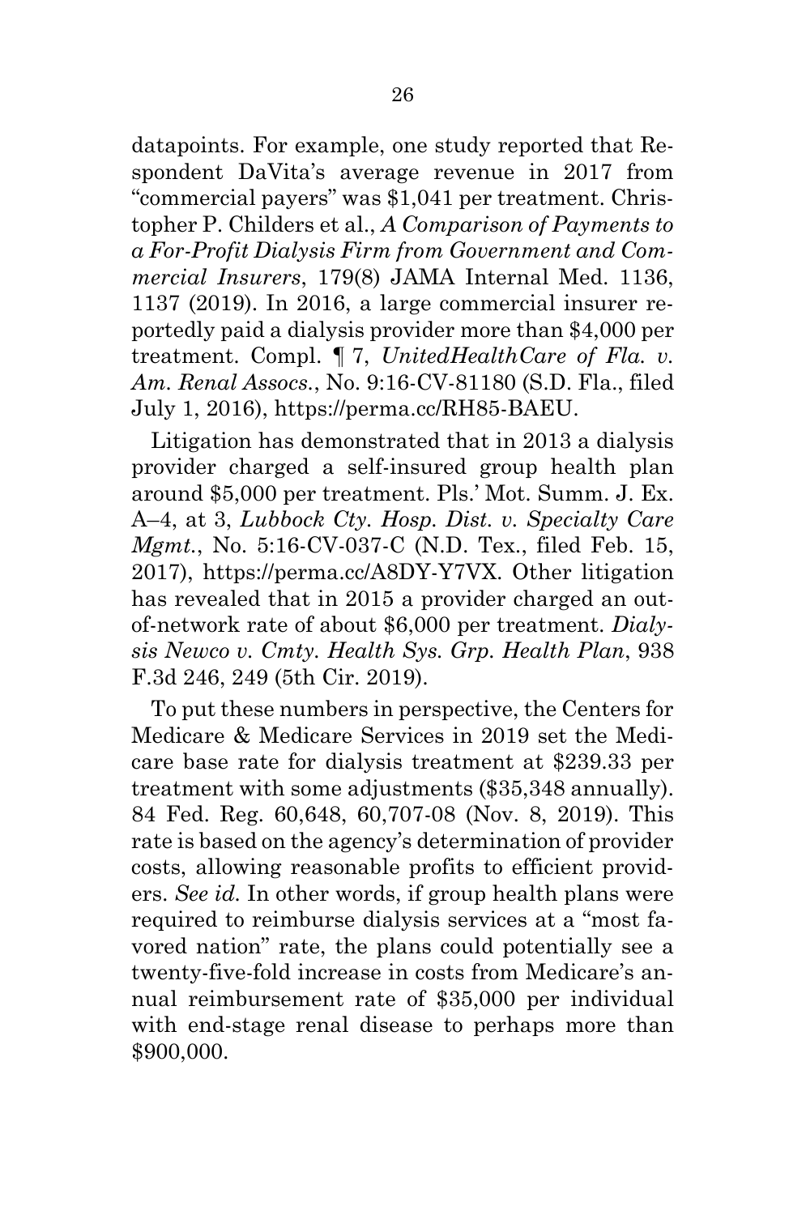datapoints. For example, one study reported that Respondent DaVita's average revenue in 2017 from "commercial payers" was $1,041 per treatment. Christopher P. Childers et al., *A Comparison of Payments to a For-Profit Dialysis Firm from Government and Commercial Insurers*, 179(8) JAMA Internal Med. 1136, 1137 (2019). In 2016, a large commercial insurer reportedly paid a dialysis provider more than $4,000 per treatment. Compl. ¶ 7, *UnitedHealthCare of Fla. v. Am. Renal Assocs.*, No. 9:16-CV-81180 (S.D. Fla., filed July 1, 2016), https://perma.cc/RH85-BAEU.

Litigation has demonstrated that in 2013 a dialysis provider charged a self-insured group health plan around $5,000 per treatment. Pls.' Mot. Summ. J. Ex. A–4, at 3, *Lubbock Cty. Hosp. Dist. v. Specialty Care Mgmt.*, No. 5:16-CV-037-C (N.D. Tex., filed Feb. 15, 2017), https://perma.cc/A8DY-Y7VX. Other litigation has revealed that in 2015 a provider charged an out-of-network rate of about $6,000 per treatment. *Dialysis Newco v. Cmty. Health Sys. Grp. Health Plan*, 938 F.3d 246, 249 (5th Cir. 2019).

To put these numbers in perspective, the Centers for Medicare & Medicare Services in 2019 set the Medicare base rate for dialysis treatment at $239.33 per treatment with some adjustments ($35,348 annually). 84 Fed. Reg. 60,648, 60,707-08 (Nov. 8, 2019). This rate is based on the agency's determination of provider costs, allowing reasonable profits to efficient providers. *See id.* In other words, if group health plans were required to reimburse dialysis services at a "most favored nation" rate, the plans could potentially see a twenty-five-fold increase in costs from Medicare's annual reimbursement rate of $35,000 per individual with end-stage renal disease to perhaps more than $900,000.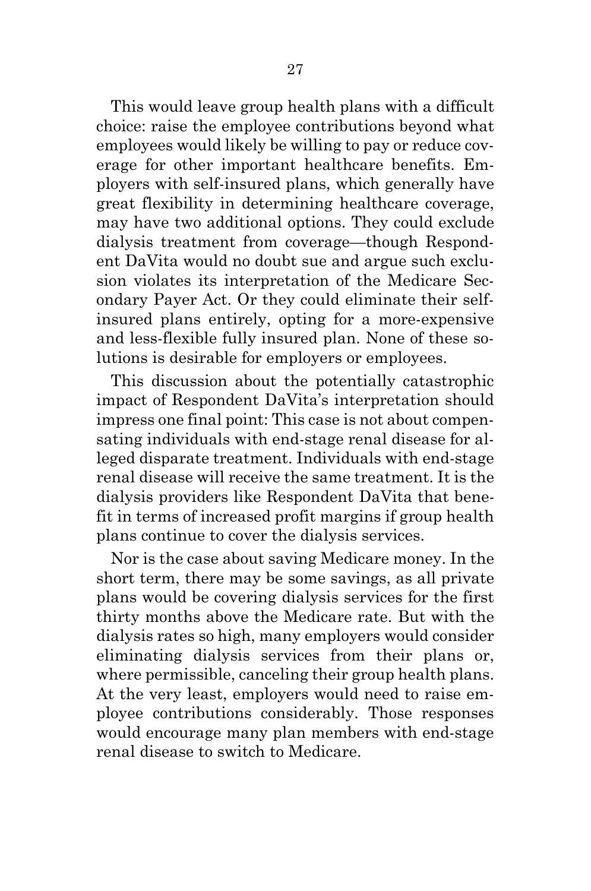This would leave group health plans with a difficult choice: raise the employee contributions beyond what employees would likely be willing to pay or reduce coverage for other important healthcare benefits. Employers with self-insured plans, which generally have great flexibility in determining healthcare coverage, may have two additional options. They could exclude dialysis treatment from coverage—though Respondent DaVita would no doubt sue and argue such exclusion violates its interpretation of the Medicare Secondary Payer Act. Or they could eliminate their self-insured plans entirely, opting for a more-expensive and less-flexible fully insured plan. None of these solutions is desirable for employers or employees.

This discussion about the potentially catastrophic impact of Respondent DaVita's interpretation should impress one final point: This case is not about compensating individuals with end-stage renal disease for alleged disparate treatment. Individuals with end-stage renal disease will receive the same treatment. It is the dialysis providers like Respondent DaVita that benefit in terms of increased profit margins if group health plans continue to cover the dialysis services.

Nor is the case about saving Medicare money. In the short term, there may be some savings, as all private plans would be covering dialysis services for the first thirty months above the Medicare rate. But with the dialysis rates so high, many employers would consider eliminating dialysis services from their plans or, where permissible, canceling their group health plans. At the very least, employers would need to raise employee contributions considerably. Those responses would encourage many plan members with end-stage renal disease to switch to Medicare.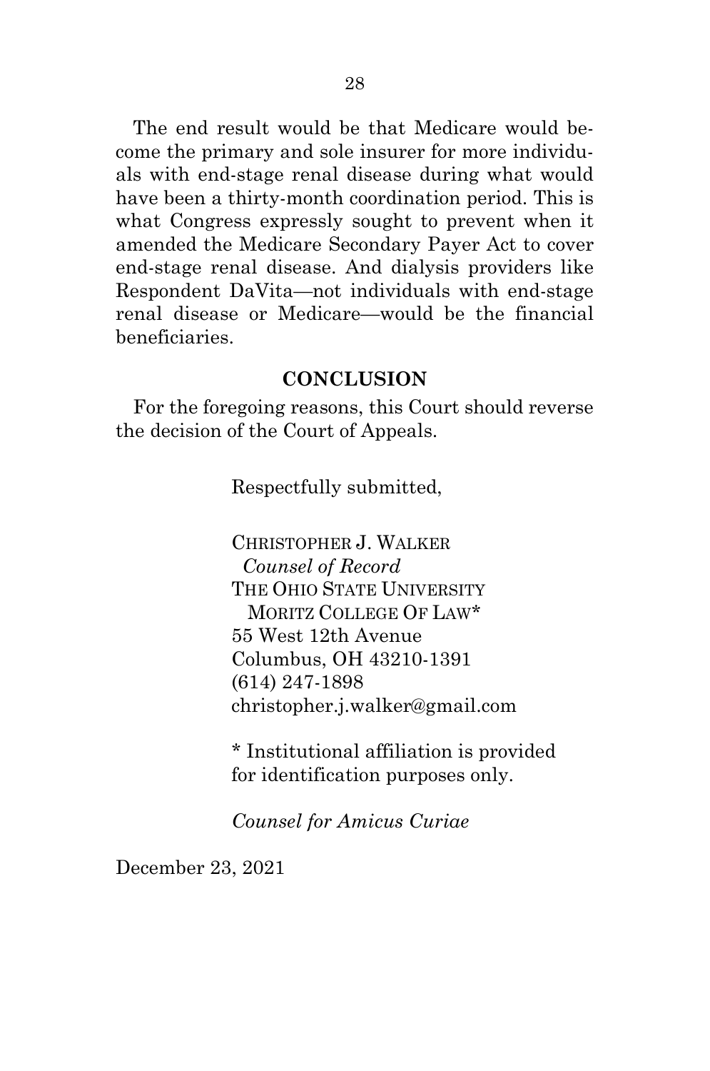The end result would be that Medicare would become the primary and sole insurer for more individuals with end-stage renal disease during what would have been a thirty-month coordination period. This is what Congress expressly sought to prevent when it amended the Medicare Secondary Payer Act to cover end-stage renal disease. And dialysis providers like Respondent DaVita—not individuals with end-stage renal disease or Medicare—would be the financial beneficiaries.

## CONCLUSION

For the foregoing reasons, this Court should reverse the decision of the Court of Appeals.

Respectfully submitted,

CHRISTOPHER J. WALKER
*Counsel of Record*
THE OHIO STATE UNIVERSITY
MORITZ COLLEGE OF LAW*
55 West 12th Avenue
Columbus, OH 43210-1391
(614) 247-1898
christopher.j.walker@gmail.com

* Institutional affiliation is provided for identification purposes only.

*Counsel for Amicus Curiae*

December 23, 2021